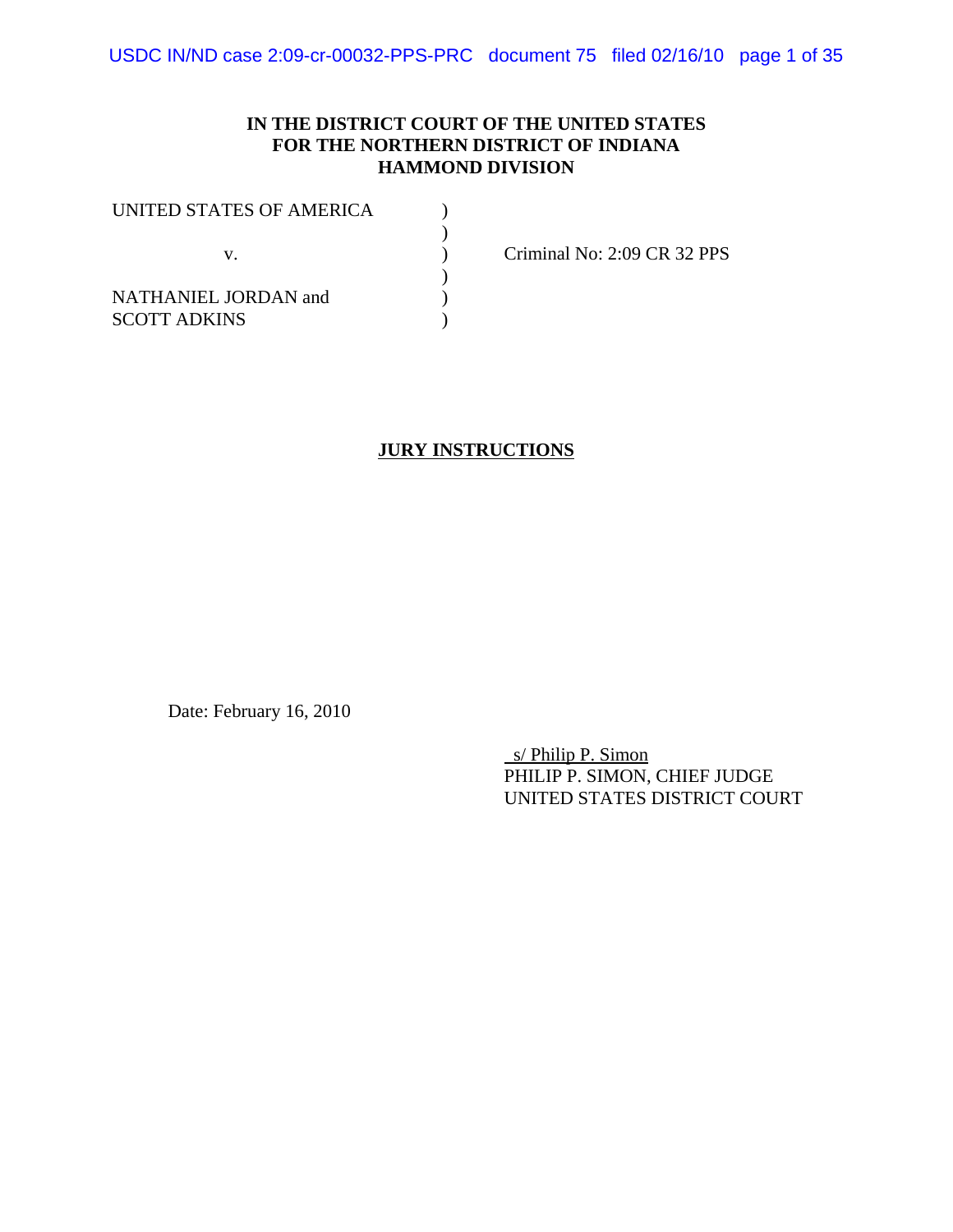**IN THE DISTRICT COURT OF THE UNITED STATES**
**FOR THE NORTHERN DISTRICT OF INDIANA**
**HAMMOND DIVISION**

| | | |
|---|---|---|
| UNITED STATES OF AMERICA | ) | |
| | ) | |
| v. | ) | Criminal No: 2:09 CR 32 PPS |
| | ) | |
| NATHANIEL JORDAN and | ) | |
| SCOTT ADKINS | ) | |

## JURY INSTRUCTIONS

Date: February 16, 2010

s/ Philip P. Simon
PHILIP P. SIMON, CHIEF JUDGE
UNITED STATES DISTRICT COURT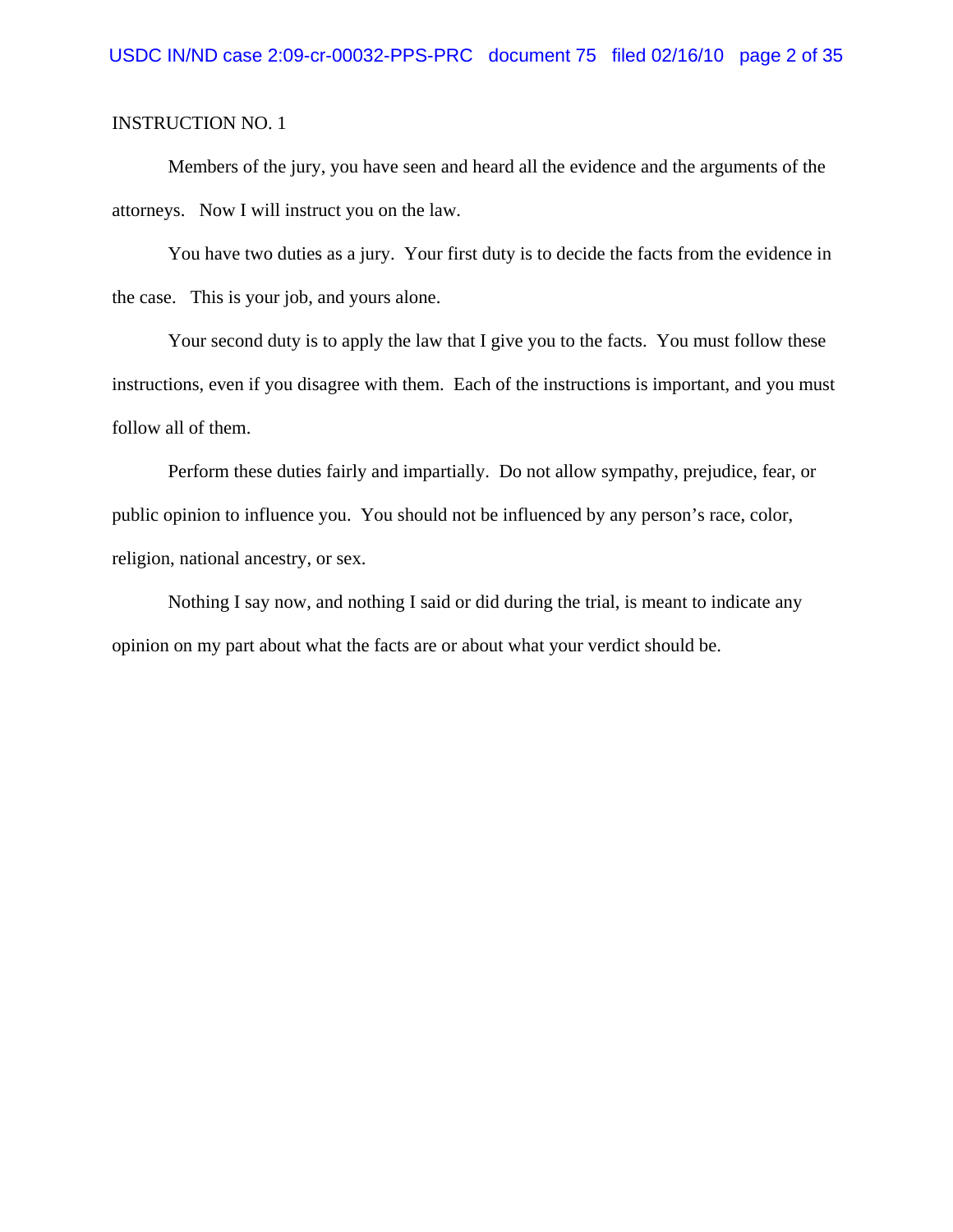INSTRUCTION NO. 1

Members of the jury, you have seen and heard all the evidence and the arguments of the attorneys. Now I will instruct you on the law.

You have two duties as a jury. Your first duty is to decide the facts from the evidence in the case. This is your job, and yours alone.

Your second duty is to apply the law that I give you to the facts. You must follow these instructions, even if you disagree with them. Each of the instructions is important, and you must follow all of them.

Perform these duties fairly and impartially. Do not allow sympathy, prejudice, fear, or public opinion to influence you. You should not be influenced by any person's race, color, religion, national ancestry, or sex.

Nothing I say now, and nothing I said or did during the trial, is meant to indicate any opinion on my part about what the facts are or about what your verdict should be.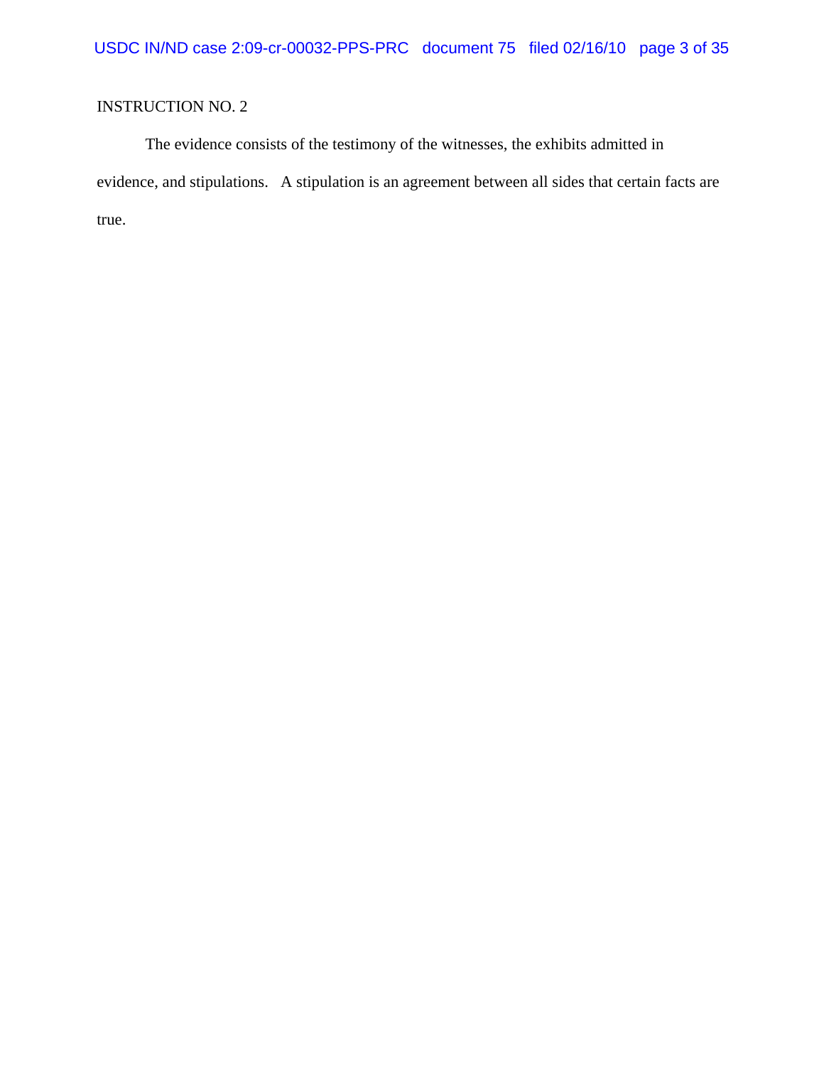INSTRUCTION NO. 2

The evidence consists of the testimony of the witnesses, the exhibits admitted in evidence, and stipulations. A stipulation is an agreement between all sides that certain facts are true.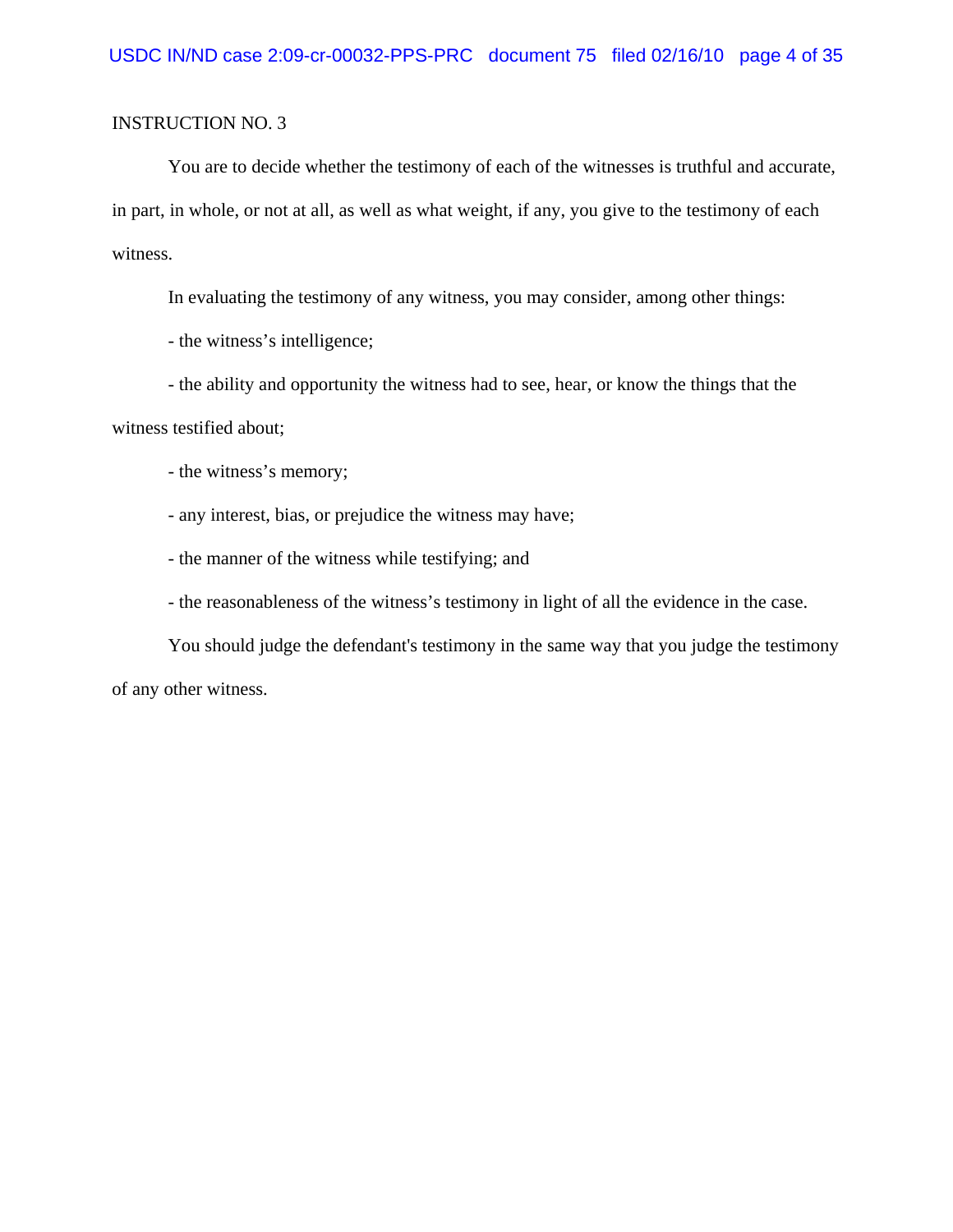INSTRUCTION NO. 3

You are to decide whether the testimony of each of the witnesses is truthful and accurate, in part, in whole, or not at all, as well as what weight, if any, you give to the testimony of each witness.

In evaluating the testimony of any witness, you may consider, among other things:

- the witness's intelligence;

- the ability and opportunity the witness had to see, hear, or know the things that the witness testified about;

- the witness's memory;

- any interest, bias, or prejudice the witness may have;

- the manner of the witness while testifying; and

- the reasonableness of the witness's testimony in light of all the evidence in the case.

You should judge the defendant's testimony in the same way that you judge the testimony of any other witness.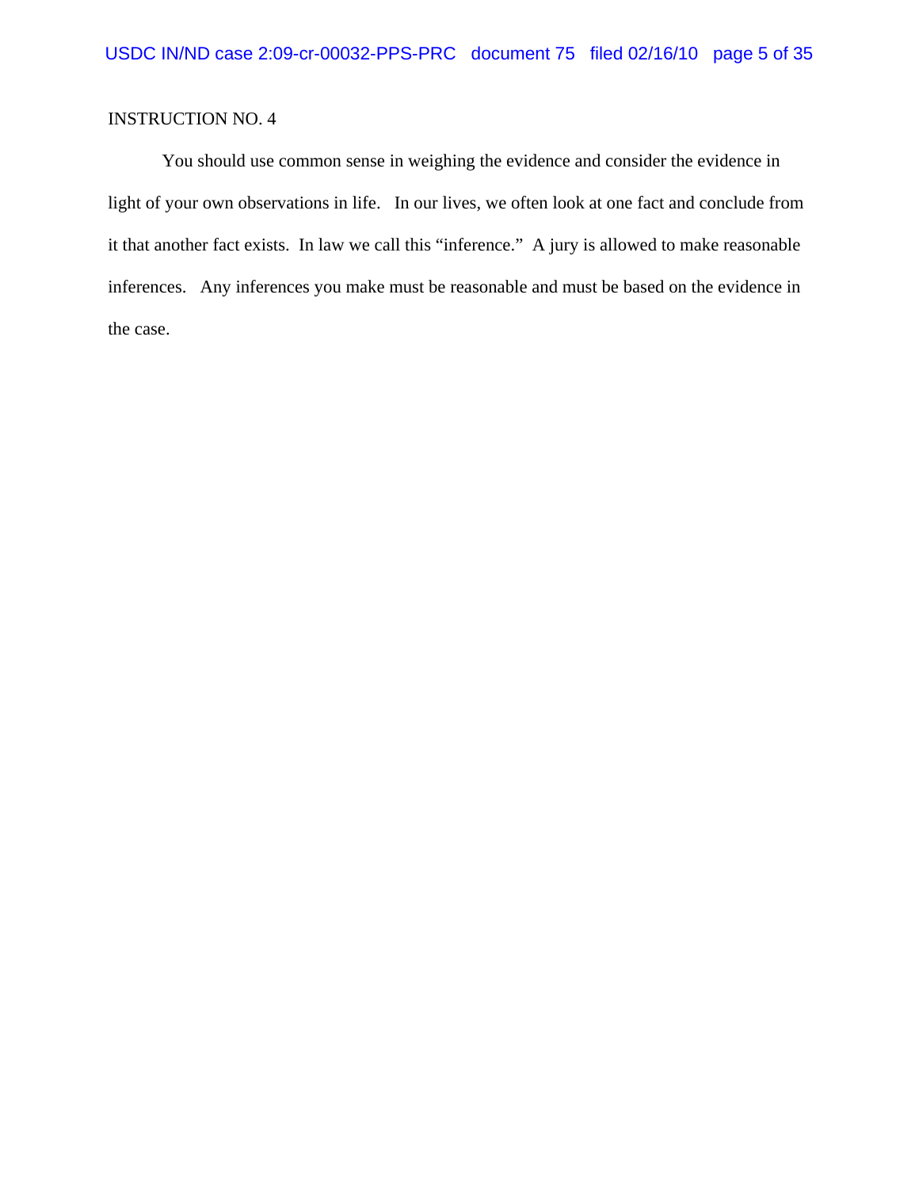INSTRUCTION NO. 4

You should use common sense in weighing the evidence and consider the evidence in light of your own observations in life. In our lives, we often look at one fact and conclude from it that another fact exists. In law we call this "inference." A jury is allowed to make reasonable inferences. Any inferences you make must be reasonable and must be based on the evidence in the case.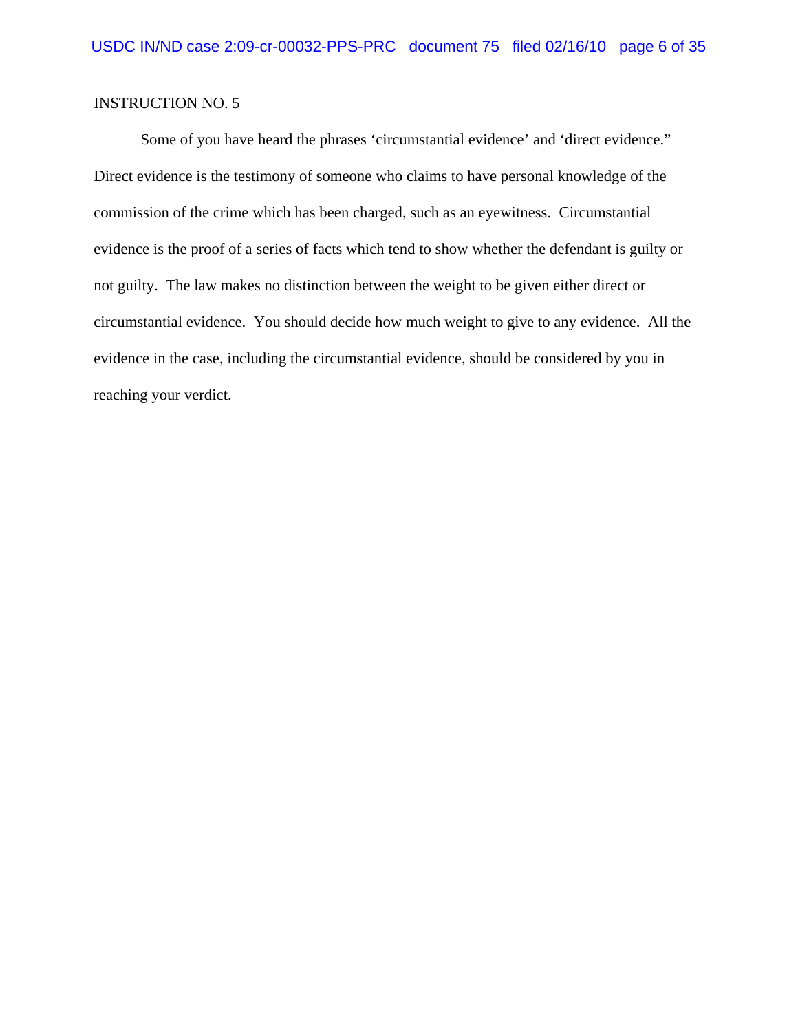INSTRUCTION NO. 5

Some of you have heard the phrases ‘circumstantial evidence’ and ‘direct evidence.” Direct evidence is the testimony of someone who claims to have personal knowledge of the commission of the crime which has been charged, such as an eyewitness. Circumstantial evidence is the proof of a series of facts which tend to show whether the defendant is guilty or not guilty. The law makes no distinction between the weight to be given either direct or circumstantial evidence. You should decide how much weight to give to any evidence. All the evidence in the case, including the circumstantial evidence, should be considered by you in reaching your verdict.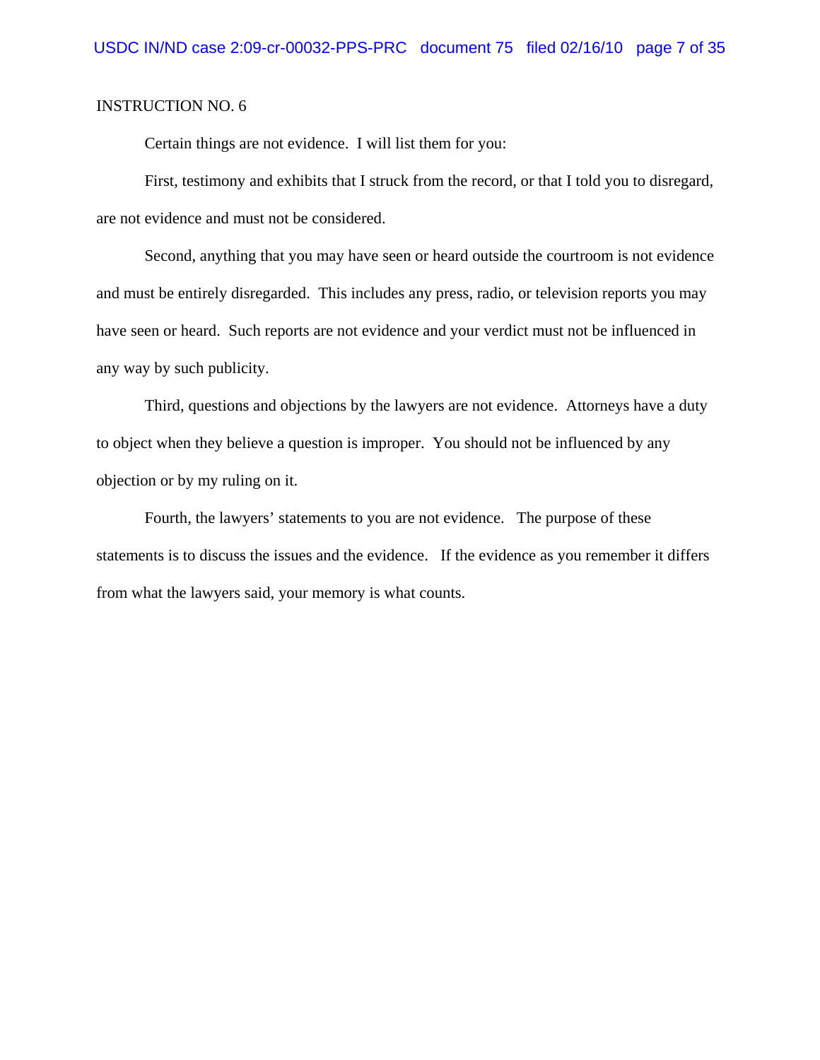INSTRUCTION NO. 6

Certain things are not evidence. I will list them for you:

First, testimony and exhibits that I struck from the record, or that I told you to disregard, are not evidence and must not be considered.

Second, anything that you may have seen or heard outside the courtroom is not evidence and must be entirely disregarded. This includes any press, radio, or television reports you may have seen or heard. Such reports are not evidence and your verdict must not be influenced in any way by such publicity.

Third, questions and objections by the lawyers are not evidence. Attorneys have a duty to object when they believe a question is improper. You should not be influenced by any objection or by my ruling on it.

Fourth, the lawyers' statements to you are not evidence. The purpose of these statements is to discuss the issues and the evidence. If the evidence as you remember it differs from what the lawyers said, your memory is what counts.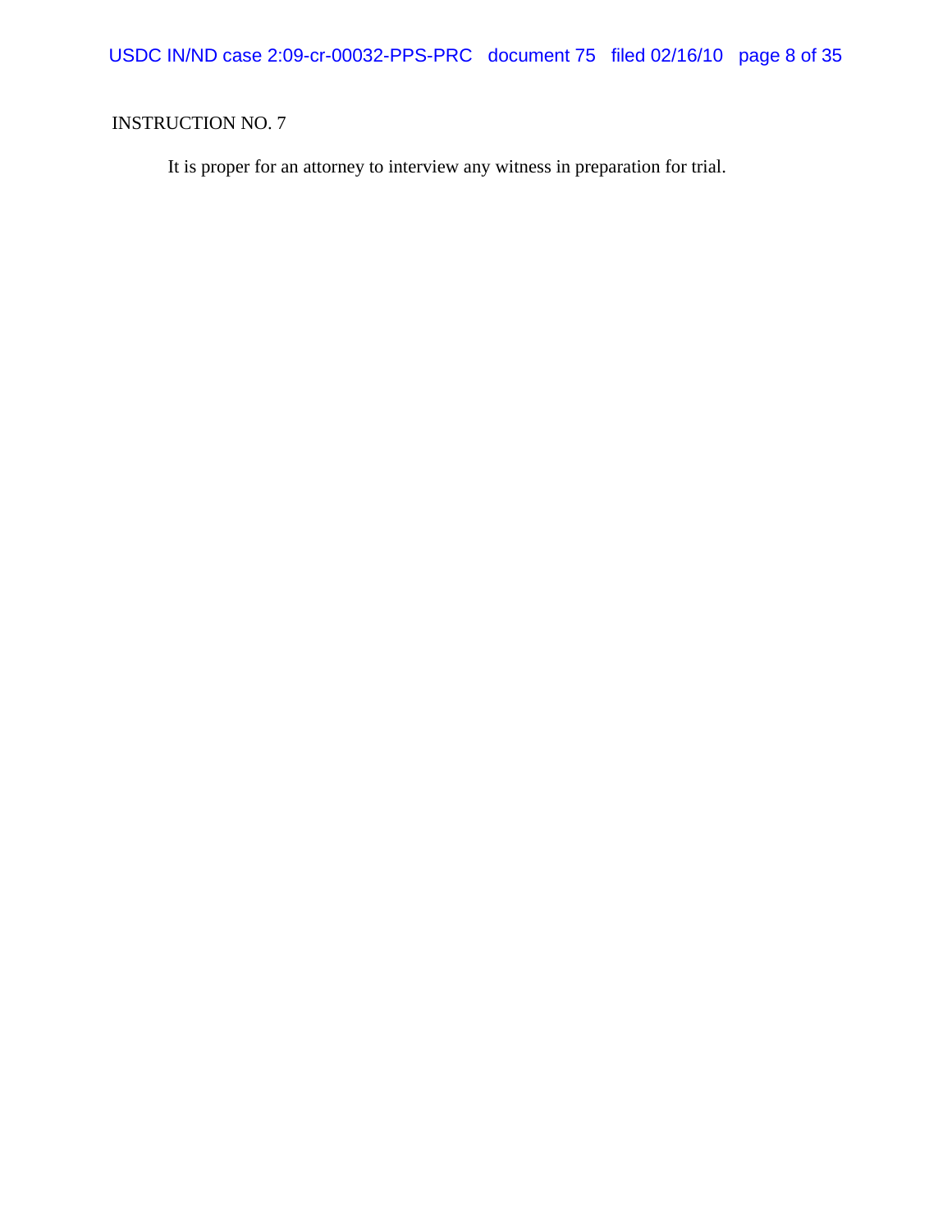INSTRUCTION NO. 7

It is proper for an attorney to interview any witness in preparation for trial.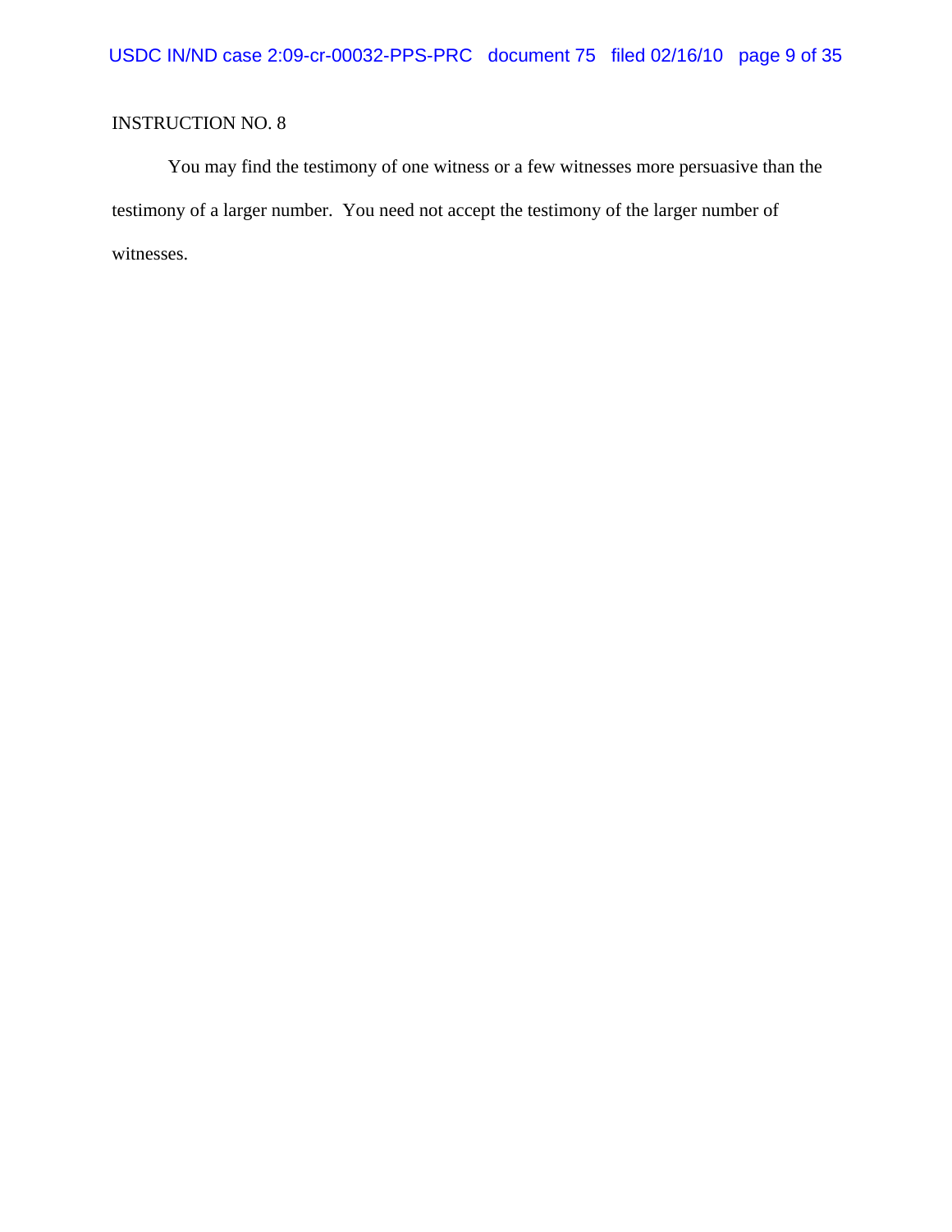INSTRUCTION NO. 8

You may find the testimony of one witness or a few witnesses more persuasive than the testimony of a larger number. You need not accept the testimony of the larger number of witnesses.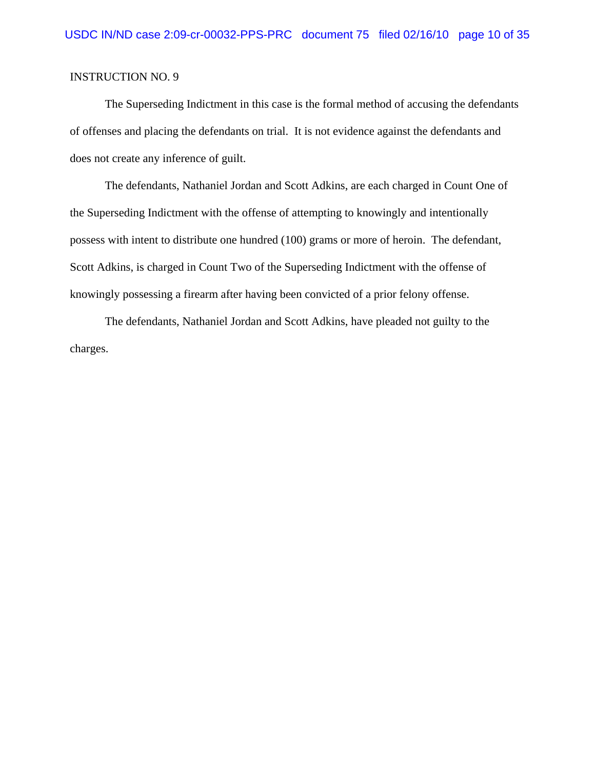INSTRUCTION NO. 9

The Superseding Indictment in this case is the formal method of accusing the defendants of offenses and placing the defendants on trial. It is not evidence against the defendants and does not create any inference of guilt.

The defendants, Nathaniel Jordan and Scott Adkins, are each charged in Count One of the Superseding Indictment with the offense of attempting to knowingly and intentionally possess with intent to distribute one hundred (100) grams or more of heroin. The defendant, Scott Adkins, is charged in Count Two of the Superseding Indictment with the offense of knowingly possessing a firearm after having been convicted of a prior felony offense.

The defendants, Nathaniel Jordan and Scott Adkins, have pleaded not guilty to the charges.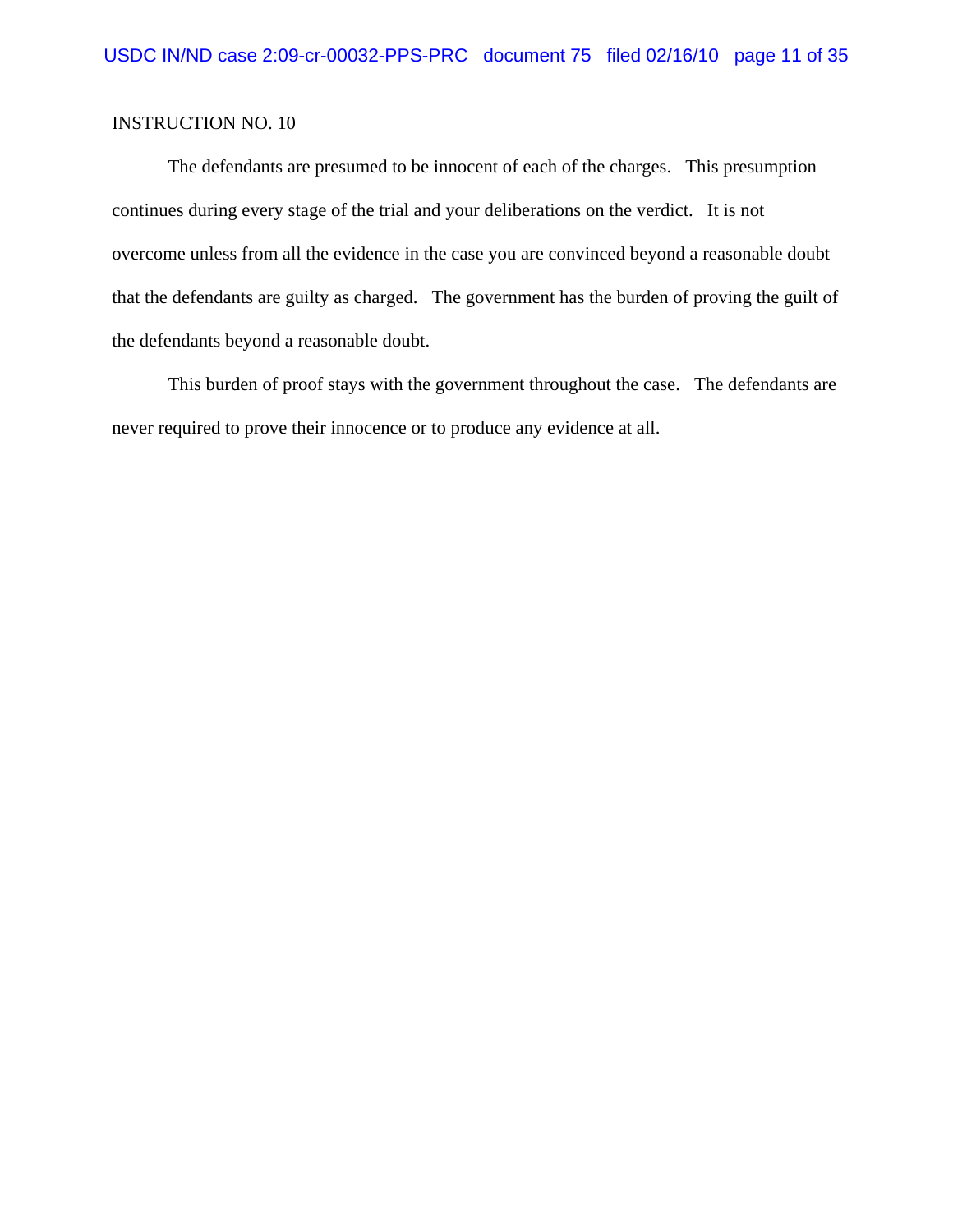INSTRUCTION NO. 10

The defendants are presumed to be innocent of each of the charges. This presumption continues during every stage of the trial and your deliberations on the verdict. It is not overcome unless from all the evidence in the case you are convinced beyond a reasonable doubt that the defendants are guilty as charged. The government has the burden of proving the guilt of the defendants beyond a reasonable doubt.

This burden of proof stays with the government throughout the case. The defendants are never required to prove their innocence or to produce any evidence at all.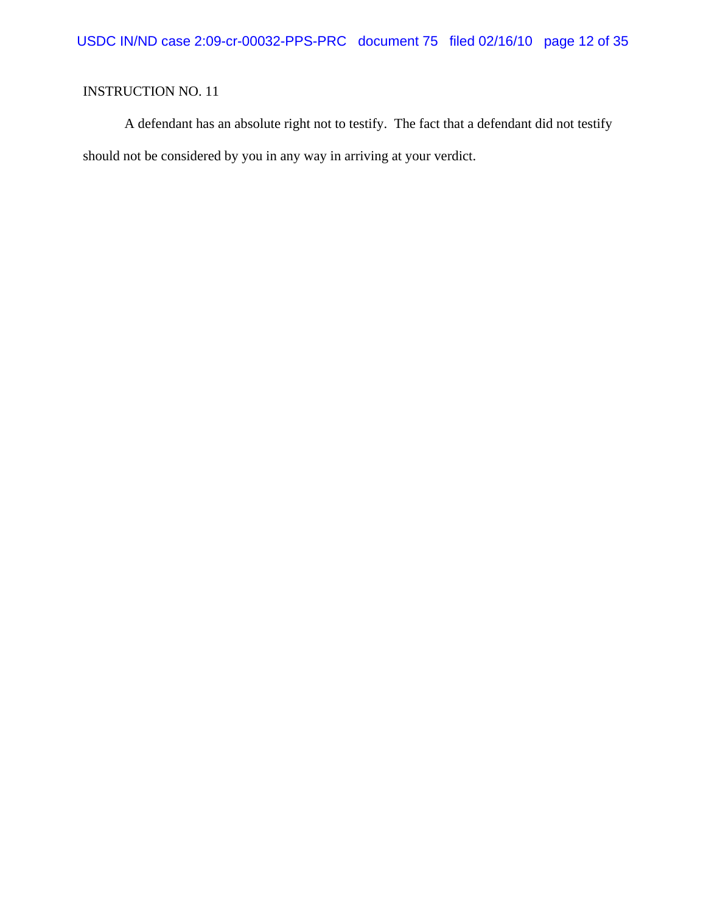INSTRUCTION NO. 11

A defendant has an absolute right not to testify. The fact that a defendant did not testify should not be considered by you in any way in arriving at your verdict.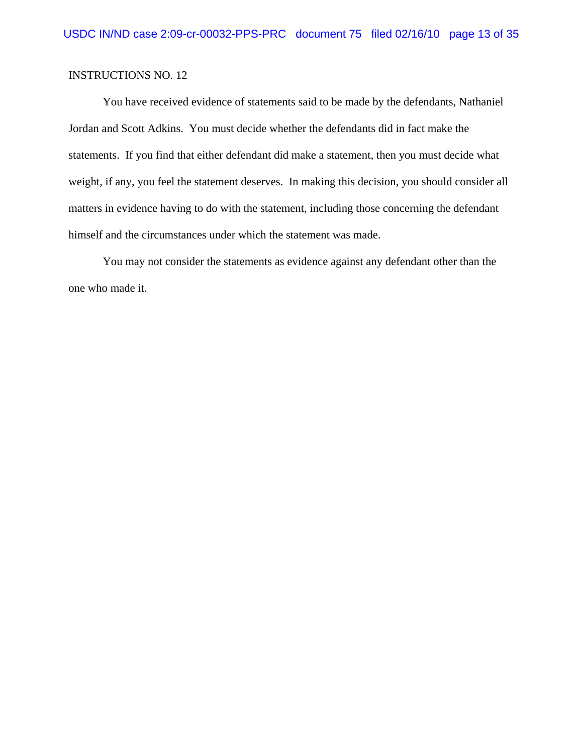INSTRUCTIONS NO. 12

You have received evidence of statements said to be made by the defendants, Nathaniel Jordan and Scott Adkins. You must decide whether the defendants did in fact make the statements. If you find that either defendant did make a statement, then you must decide what weight, if any, you feel the statement deserves. In making this decision, you should consider all matters in evidence having to do with the statement, including those concerning the defendant himself and the circumstances under which the statement was made.

You may not consider the statements as evidence against any defendant other than the one who made it.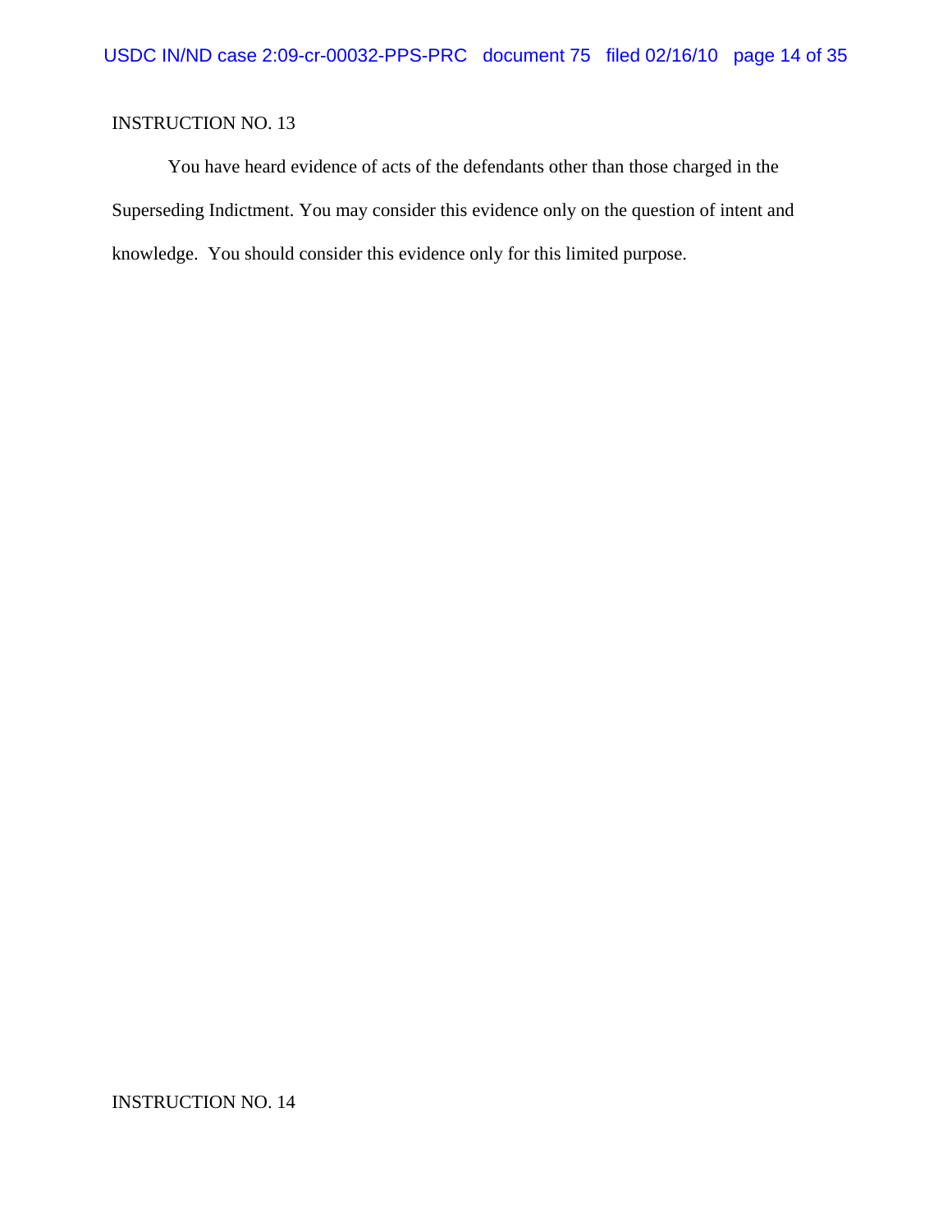INSTRUCTION NO. 13

You have heard evidence of acts of the defendants other than those charged in the Superseding Indictment. You may consider this evidence only on the question of intent and knowledge. You should consider this evidence only for this limited purpose.

INSTRUCTION NO. 14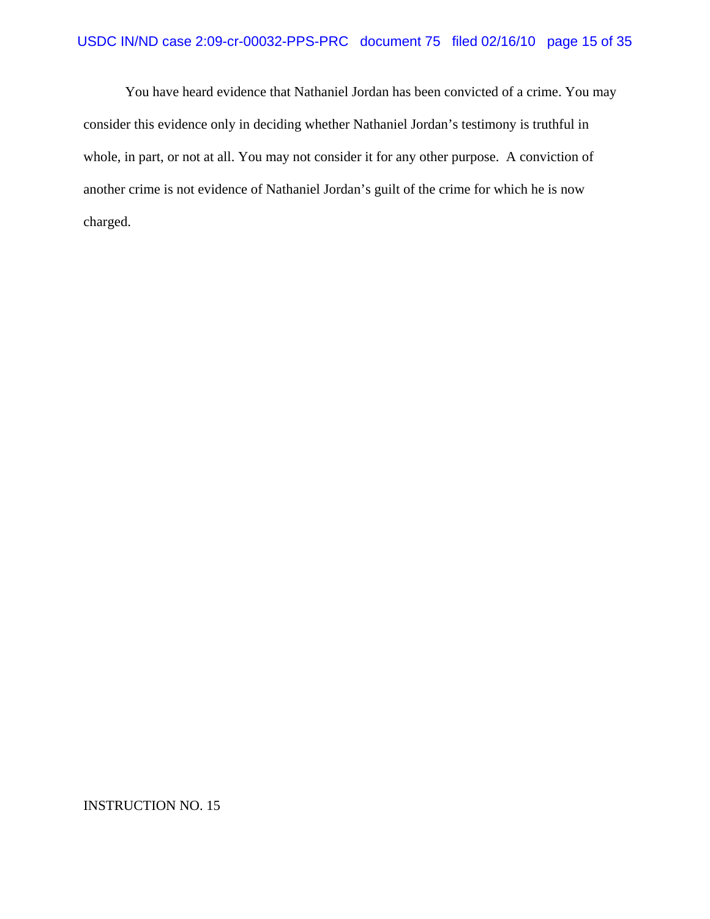You have heard evidence that Nathaniel Jordan has been convicted of a crime. You may consider this evidence only in deciding whether Nathaniel Jordan's testimony is truthful in whole, in part, or not at all. You may not consider it for any other purpose. A conviction of another crime is not evidence of Nathaniel Jordan's guilt of the crime for which he is now charged.

INSTRUCTION NO. 15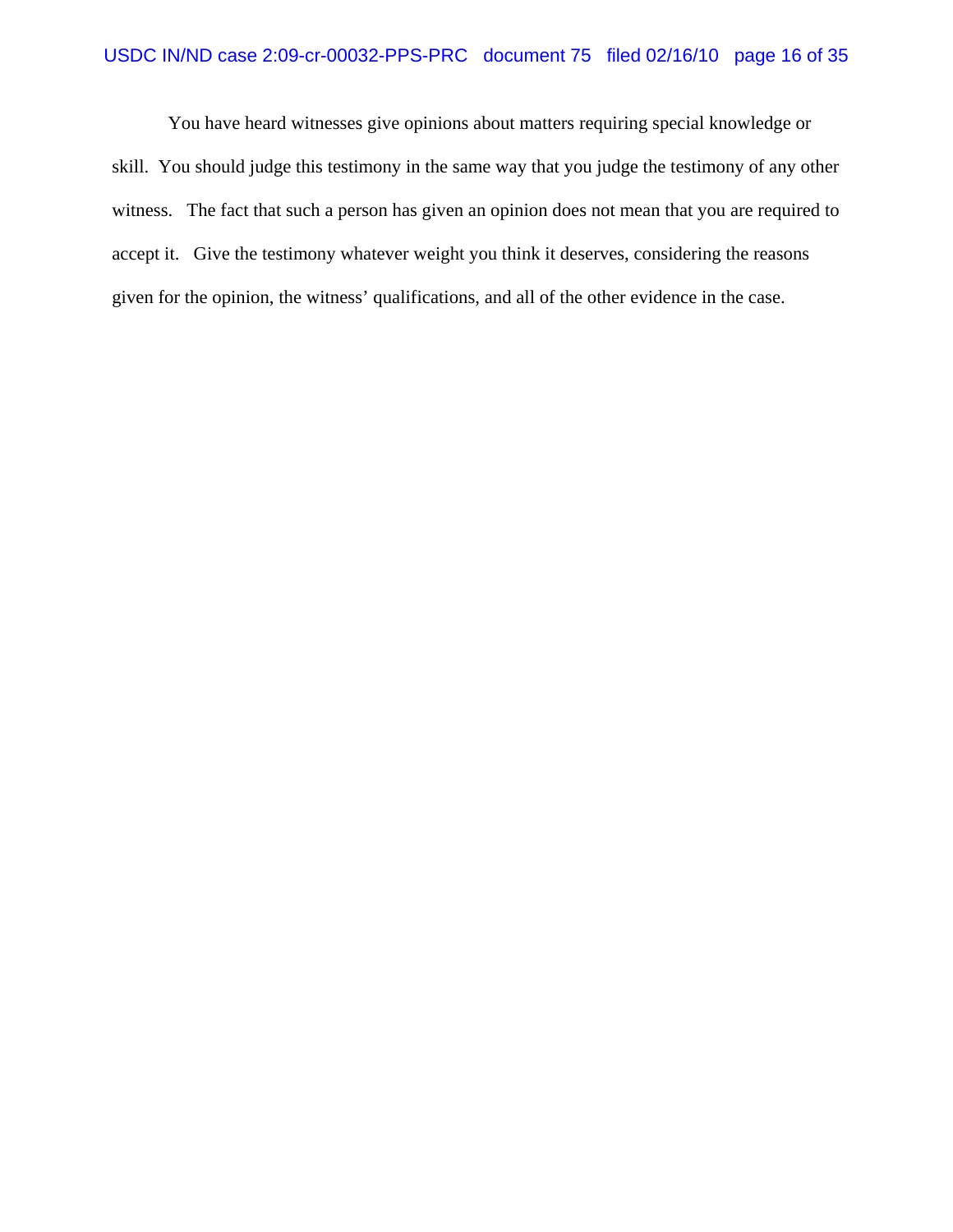You have heard witnesses give opinions about matters requiring special knowledge or skill. You should judge this testimony in the same way that you judge the testimony of any other witness. The fact that such a person has given an opinion does not mean that you are required to accept it. Give the testimony whatever weight you think it deserves, considering the reasons given for the opinion, the witness' qualifications, and all of the other evidence in the case.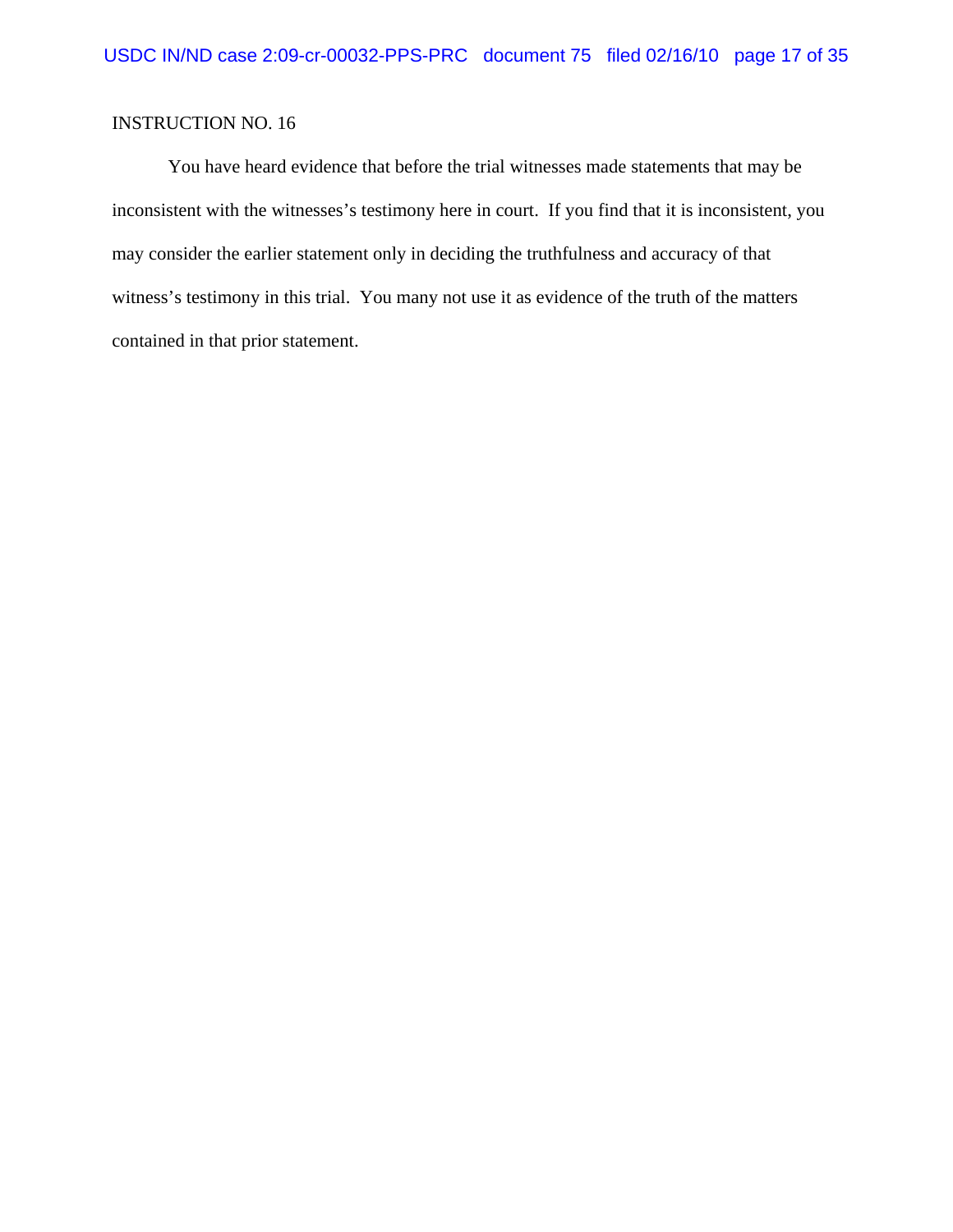INSTRUCTION NO. 16

You have heard evidence that before the trial witnesses made statements that may be inconsistent with the witnesses's testimony here in court. If you find that it is inconsistent, you may consider the earlier statement only in deciding the truthfulness and accuracy of that witness's testimony in this trial. You many not use it as evidence of the truth of the matters contained in that prior statement.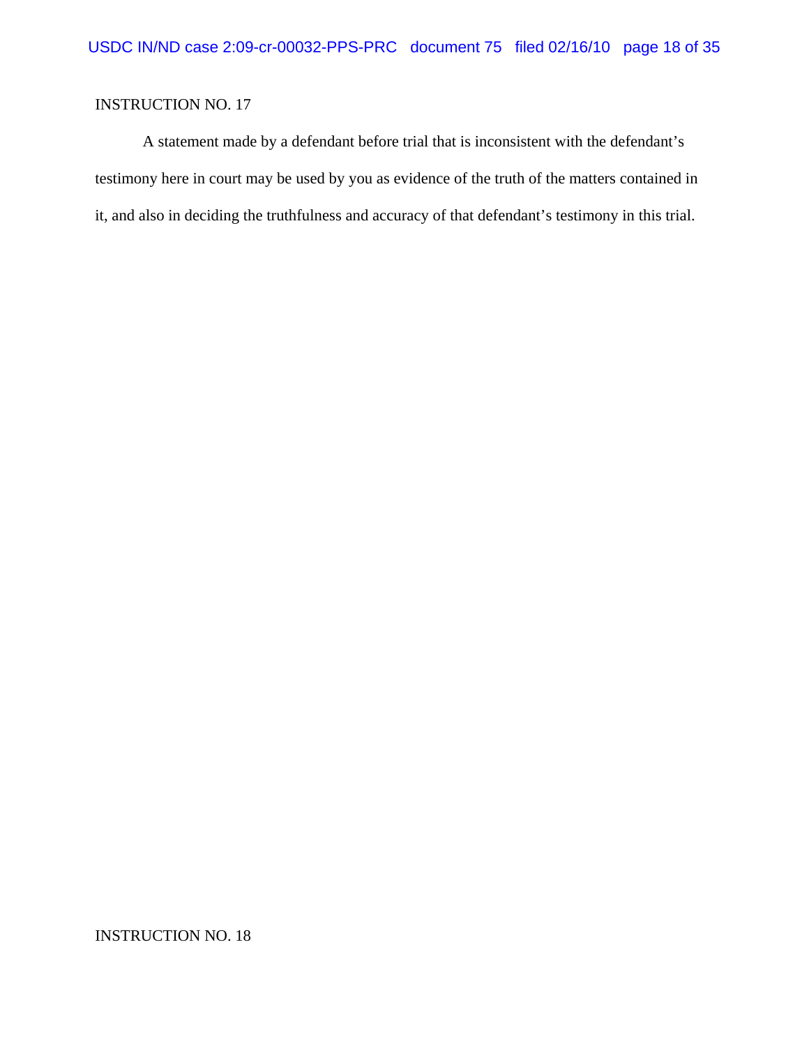INSTRUCTION NO. 17

A statement made by a defendant before trial that is inconsistent with the defendant's testimony here in court may be used by you as evidence of the truth of the matters contained in it, and also in deciding the truthfulness and accuracy of that defendant's testimony in this trial.

INSTRUCTION NO. 18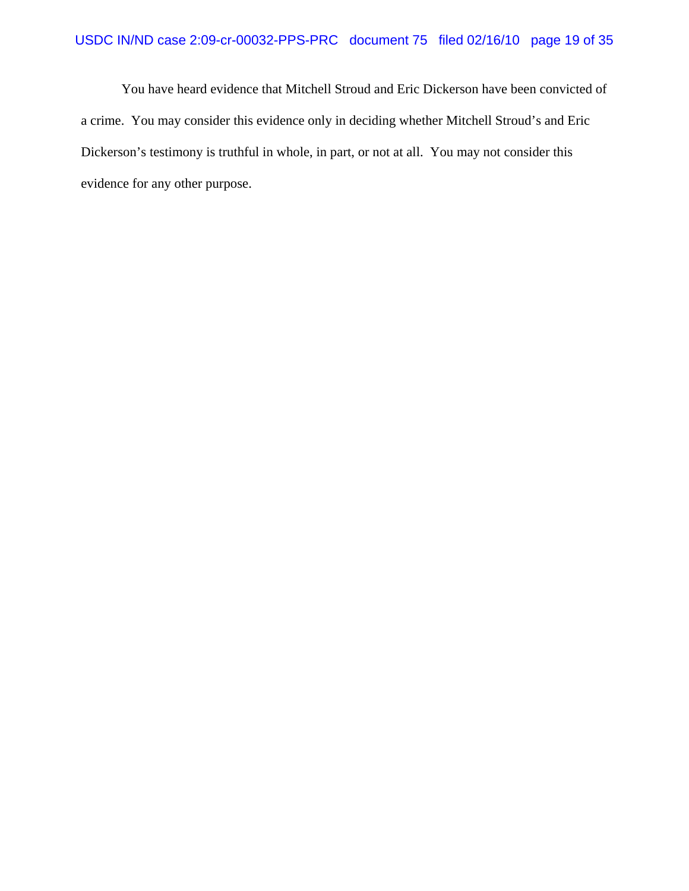You have heard evidence that Mitchell Stroud and Eric Dickerson have been convicted of a crime. You may consider this evidence only in deciding whether Mitchell Stroud's and Eric Dickerson's testimony is truthful in whole, in part, or not at all. You may not consider this evidence for any other purpose.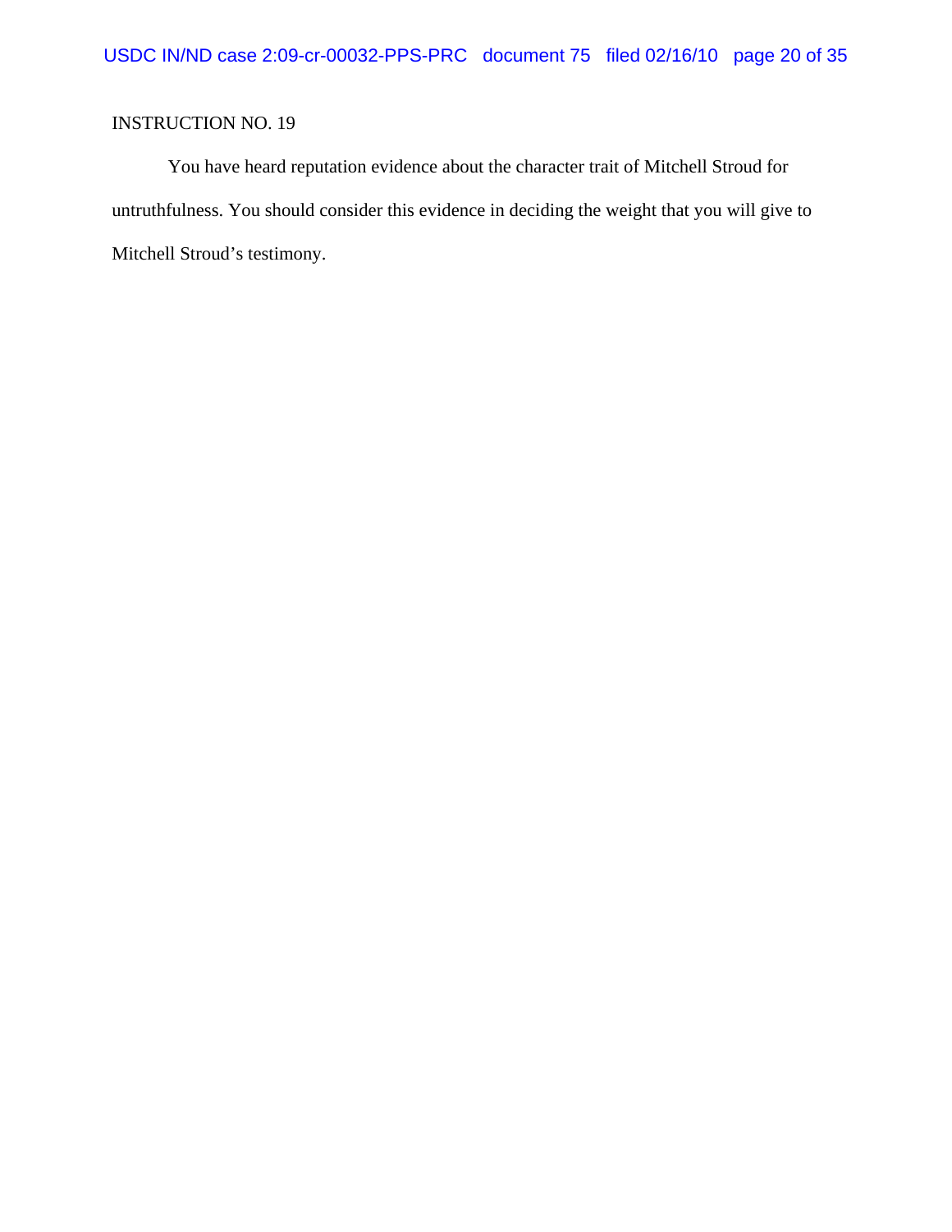INSTRUCTION NO. 19

You have heard reputation evidence about the character trait of Mitchell Stroud for untruthfulness. You should consider this evidence in deciding the weight that you will give to Mitchell Stroud's testimony.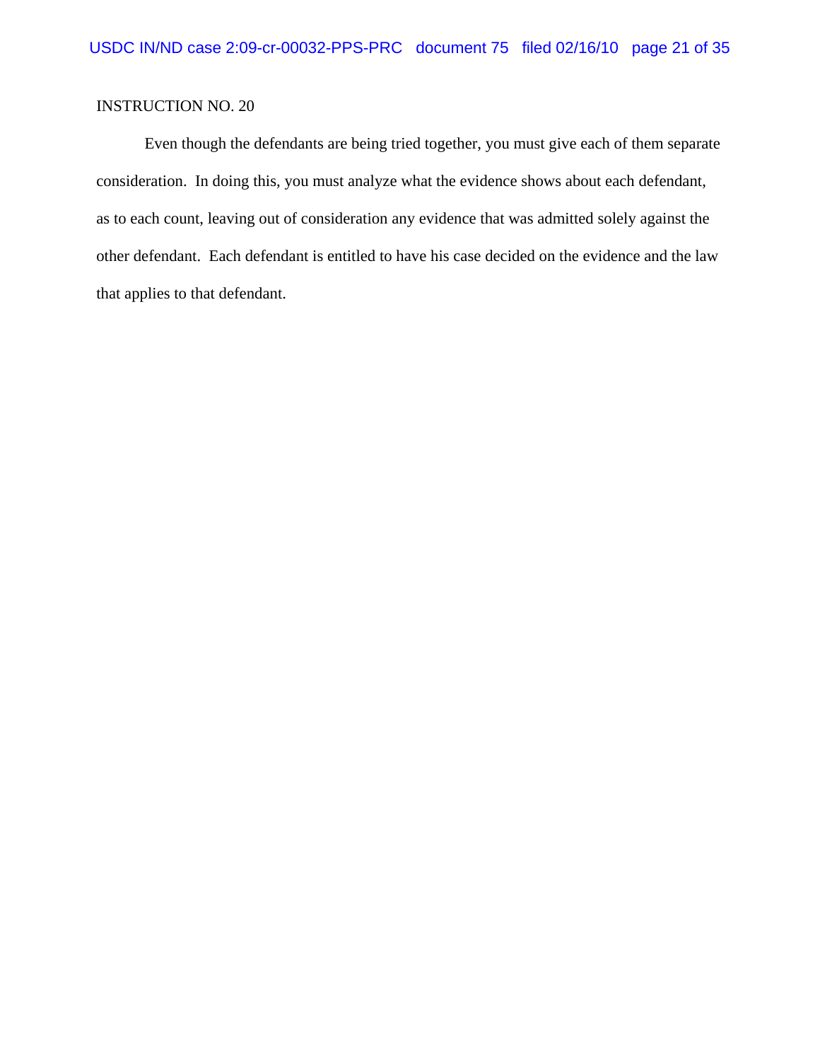INSTRUCTION NO. 20

Even though the defendants are being tried together, you must give each of them separate consideration. In doing this, you must analyze what the evidence shows about each defendant, as to each count, leaving out of consideration any evidence that was admitted solely against the other defendant. Each defendant is entitled to have his case decided on the evidence and the law that applies to that defendant.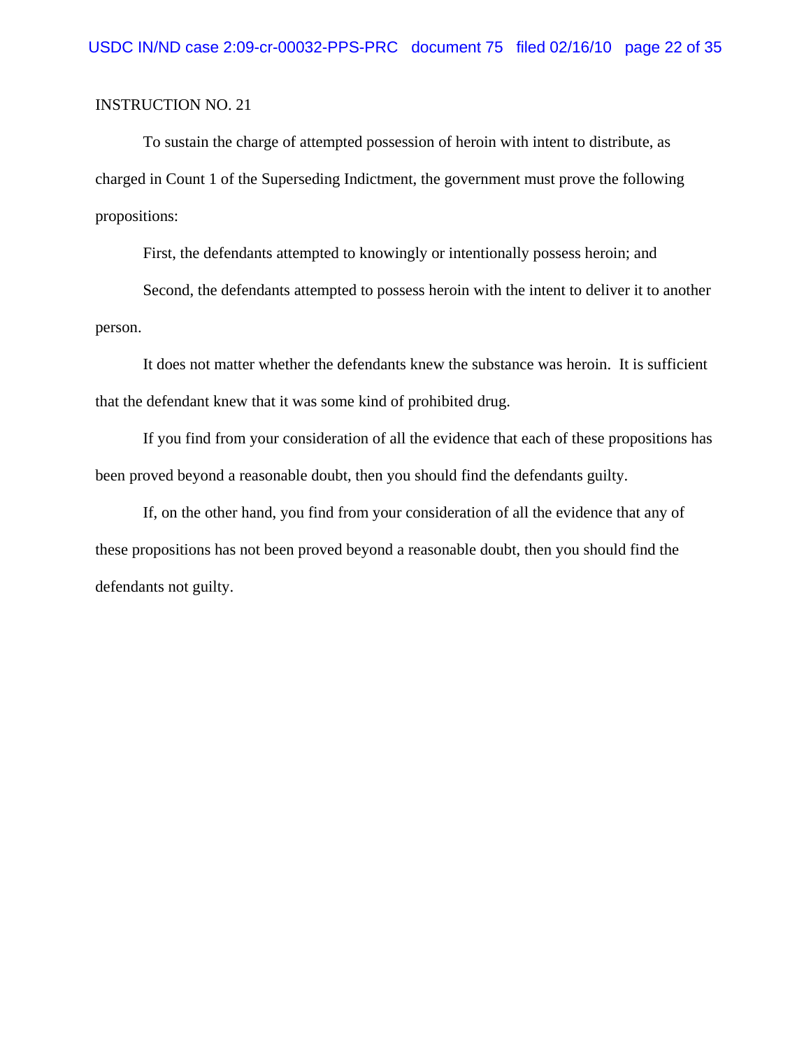INSTRUCTION NO. 21

To sustain the charge of attempted possession of heroin with intent to distribute, as charged in Count 1 of the Superseding Indictment, the government must prove the following propositions:

First, the defendants attempted to knowingly or intentionally possess heroin; and

Second, the defendants attempted to possess heroin with the intent to deliver it to another person.

It does not matter whether the defendants knew the substance was heroin.  It is sufficient that the defendant knew that it was some kind of prohibited drug.

If you find from your consideration of all the evidence that each of these propositions has been proved beyond a reasonable doubt, then you should find the defendants guilty.

If, on the other hand, you find from your consideration of all the evidence that any of these propositions has not been proved beyond a reasonable doubt, then you should find the defendants not guilty.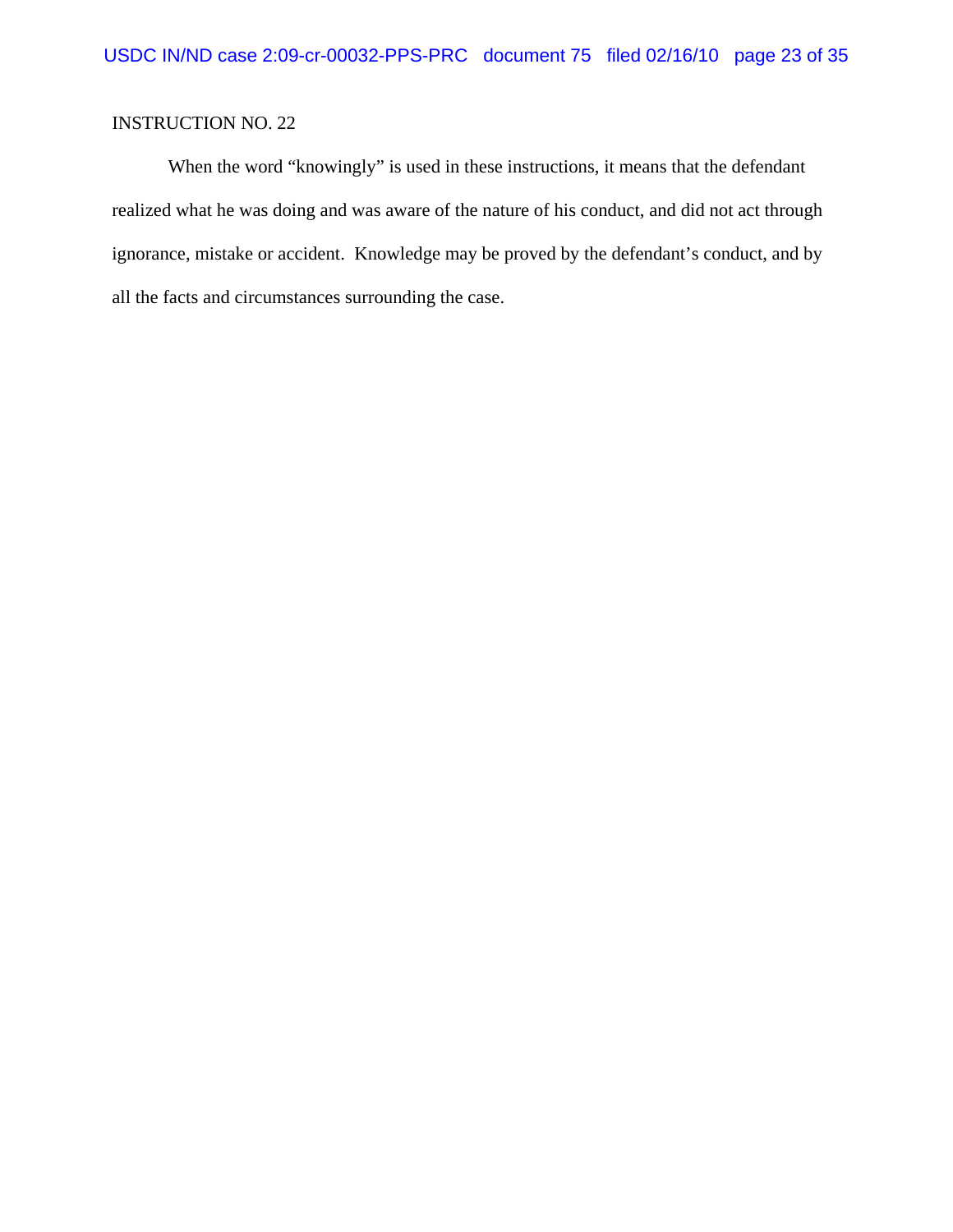INSTRUCTION NO. 22

When the word "knowingly" is used in these instructions, it means that the defendant realized what he was doing and was aware of the nature of his conduct, and did not act through ignorance, mistake or accident. Knowledge may be proved by the defendant's conduct, and by all the facts and circumstances surrounding the case.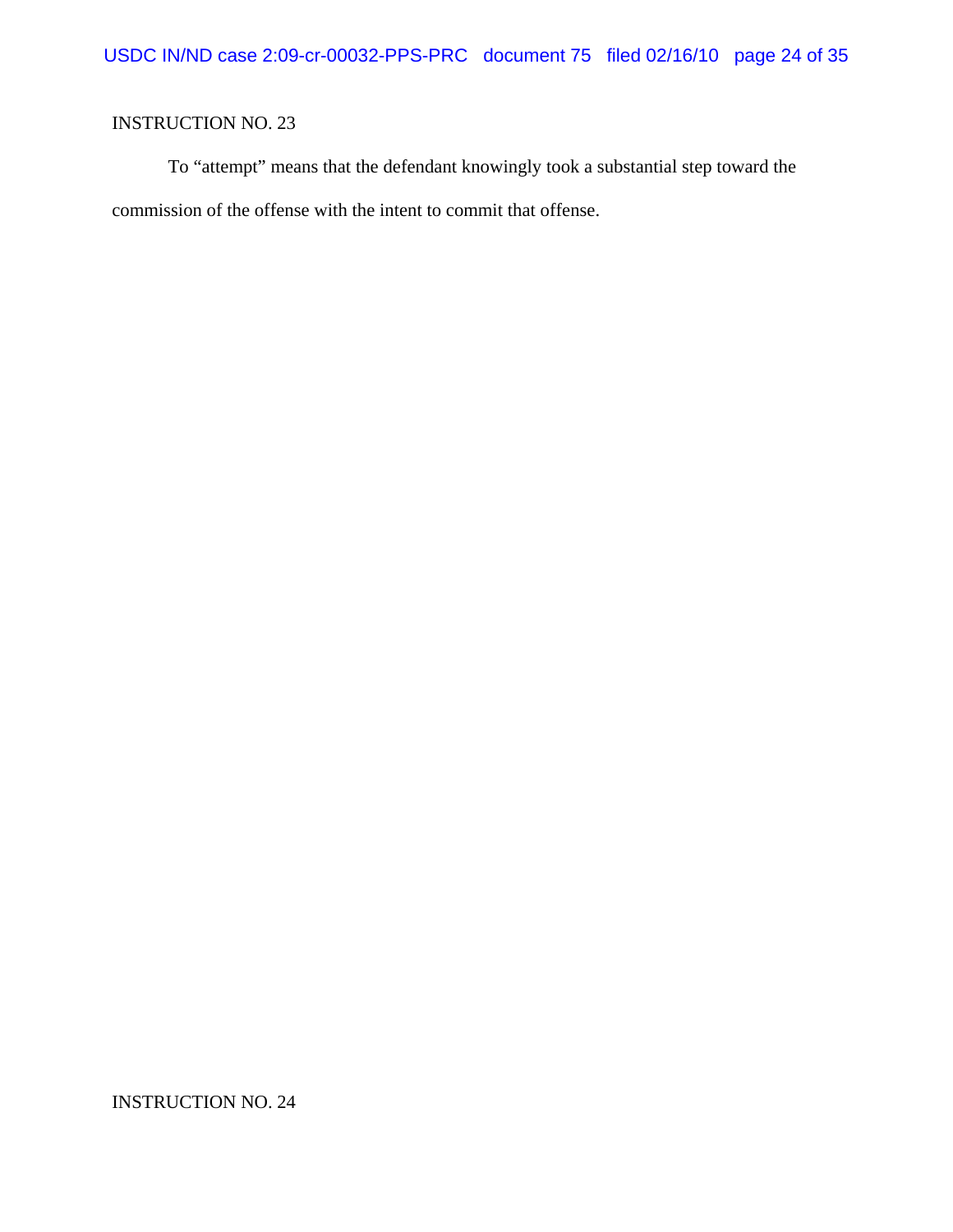INSTRUCTION NO. 23

To "attempt" means that the defendant knowingly took a substantial step toward the commission of the offense with the intent to commit that offense.

INSTRUCTION NO. 24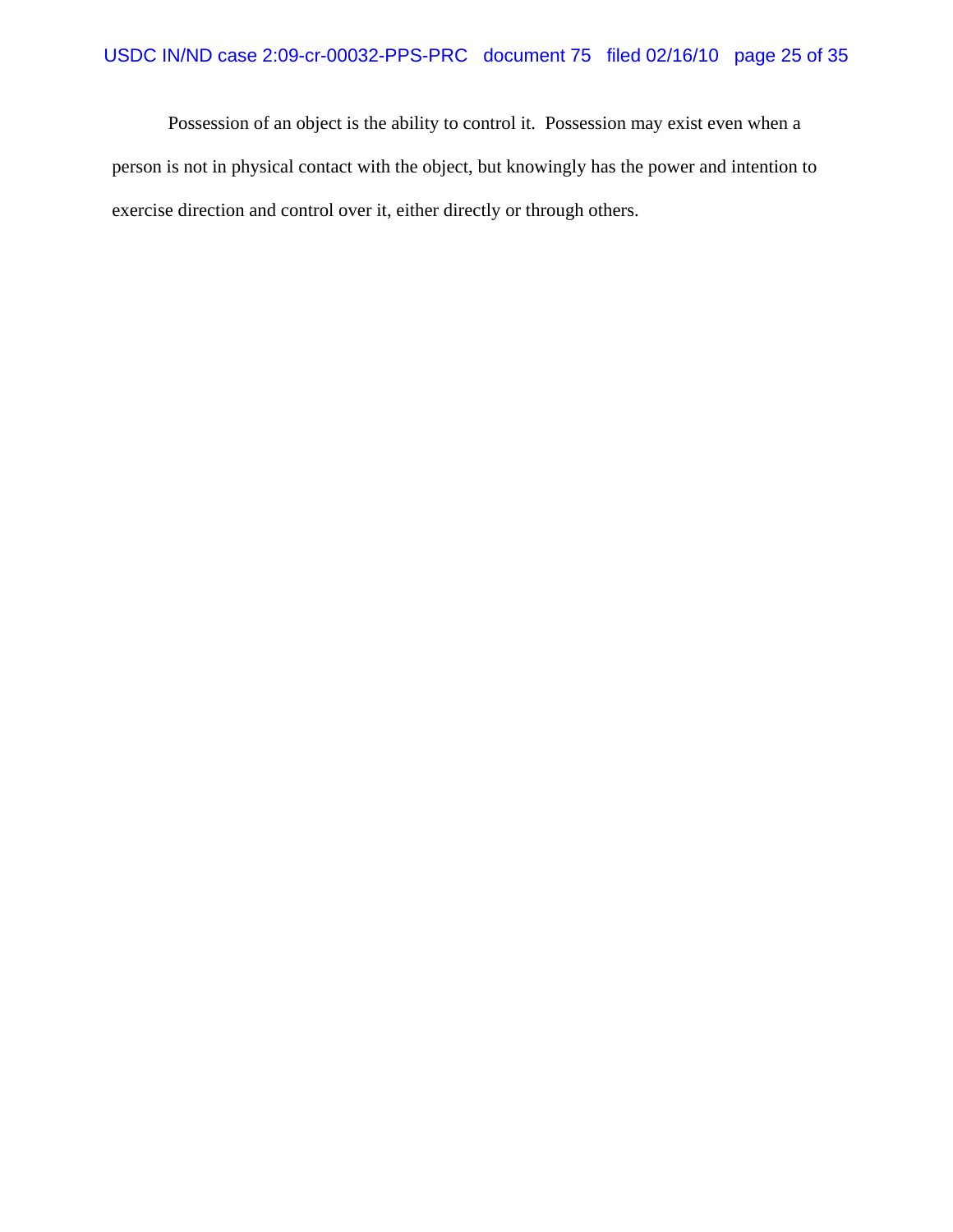Possession of an object is the ability to control it. Possession may exist even when a person is not in physical contact with the object, but knowingly has the power and intention to exercise direction and control over it, either directly or through others.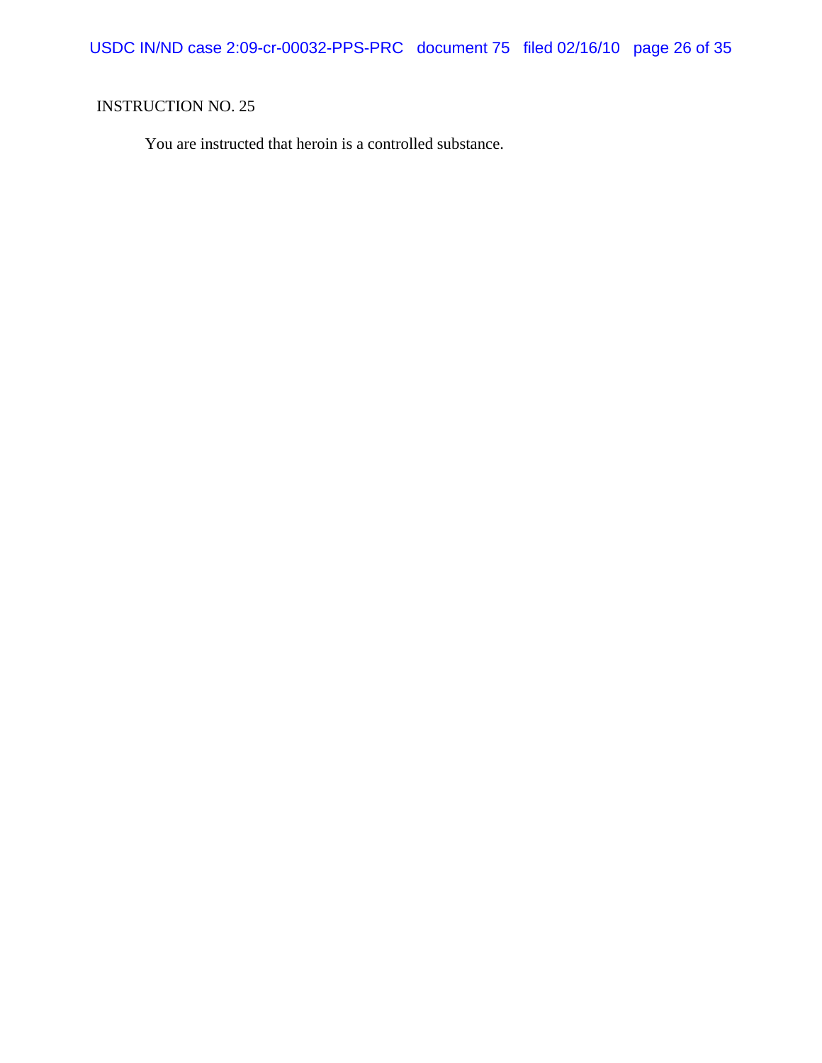INSTRUCTION NO. 25

You are instructed that heroin is a controlled substance.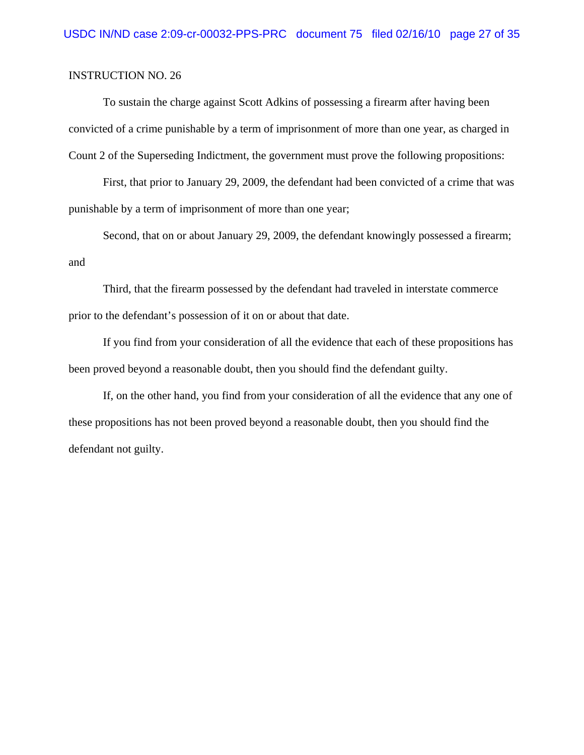INSTRUCTION NO. 26

To sustain the charge against Scott Adkins of possessing a firearm after having been convicted of a crime punishable by a term of imprisonment of more than one year, as charged in Count 2 of the Superseding Indictment, the government must prove the following propositions:

First, that prior to January 29, 2009, the defendant had been convicted of a crime that was punishable by a term of imprisonment of more than one year;

Second, that on or about January 29, 2009, the defendant knowingly possessed a firearm; and

Third, that the firearm possessed by the defendant had traveled in interstate commerce prior to the defendant's possession of it on or about that date.

If you find from your consideration of all the evidence that each of these propositions has been proved beyond a reasonable doubt, then you should find the defendant guilty.

If, on the other hand, you find from your consideration of all the evidence that any one of these propositions has not been proved beyond a reasonable doubt, then you should find the defendant not guilty.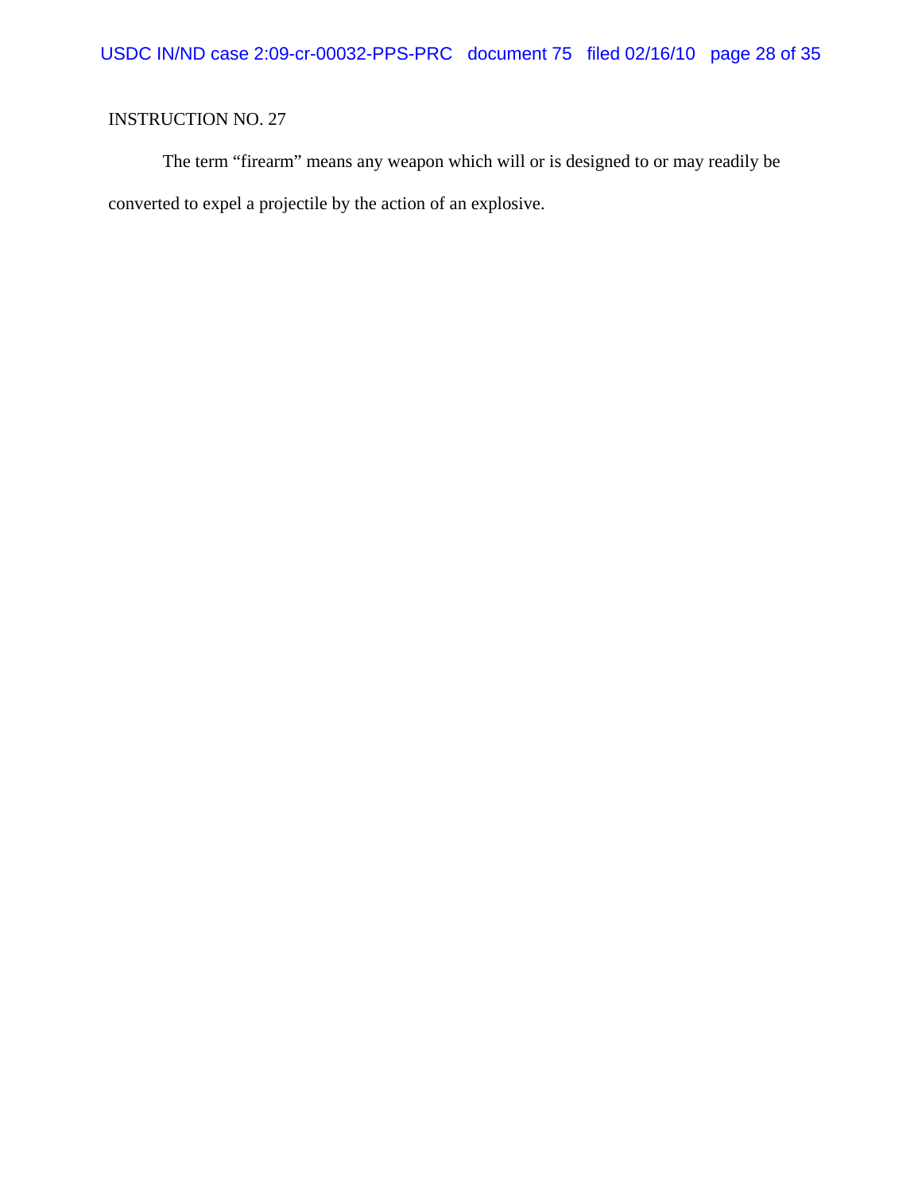INSTRUCTION NO. 27

The term "firearm" means any weapon which will or is designed to or may readily be converted to expel a projectile by the action of an explosive.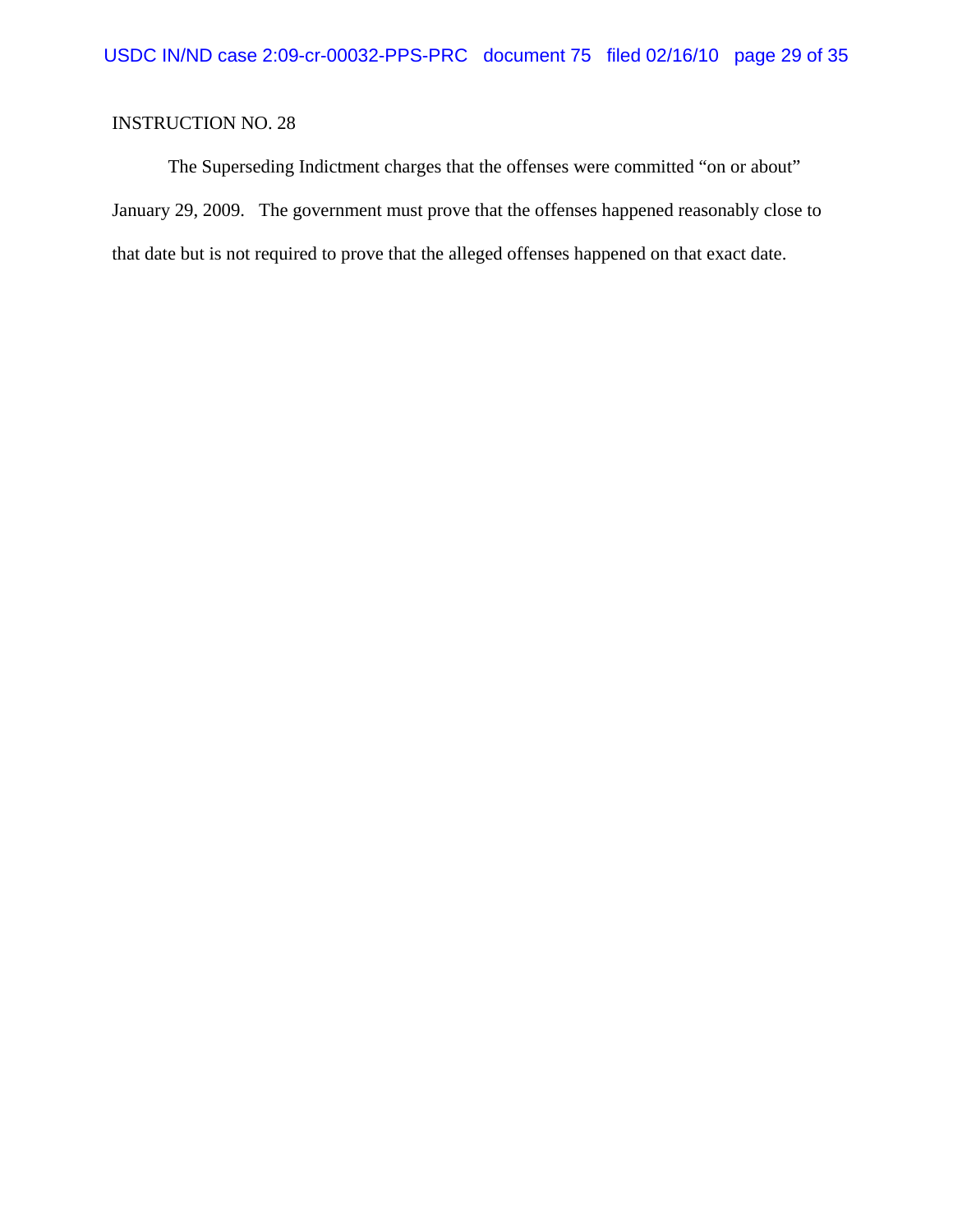INSTRUCTION NO. 28

The Superseding Indictment charges that the offenses were committed "on or about" January 29, 2009. The government must prove that the offenses happened reasonably close to that date but is not required to prove that the alleged offenses happened on that exact date.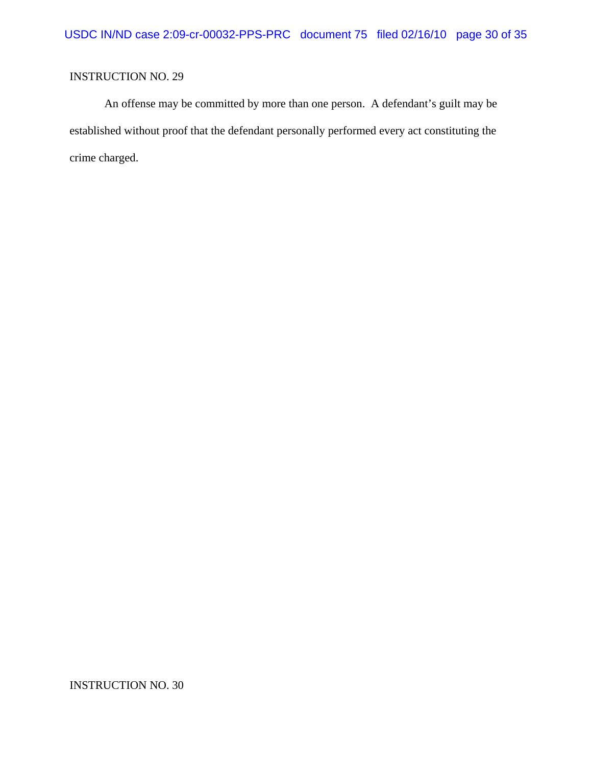INSTRUCTION NO. 29

An offense may be committed by more than one person. A defendant's guilt may be established without proof that the defendant personally performed every act constituting the crime charged.

INSTRUCTION NO. 30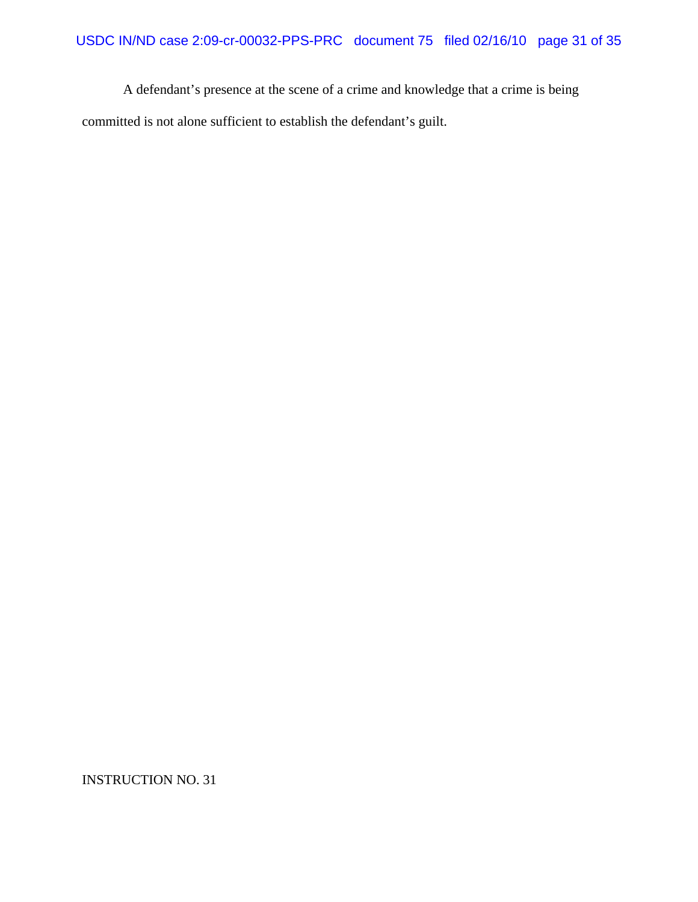A defendant's presence at the scene of a crime and knowledge that a crime is being committed is not alone sufficient to establish the defendant's guilt.

INSTRUCTION NO. 31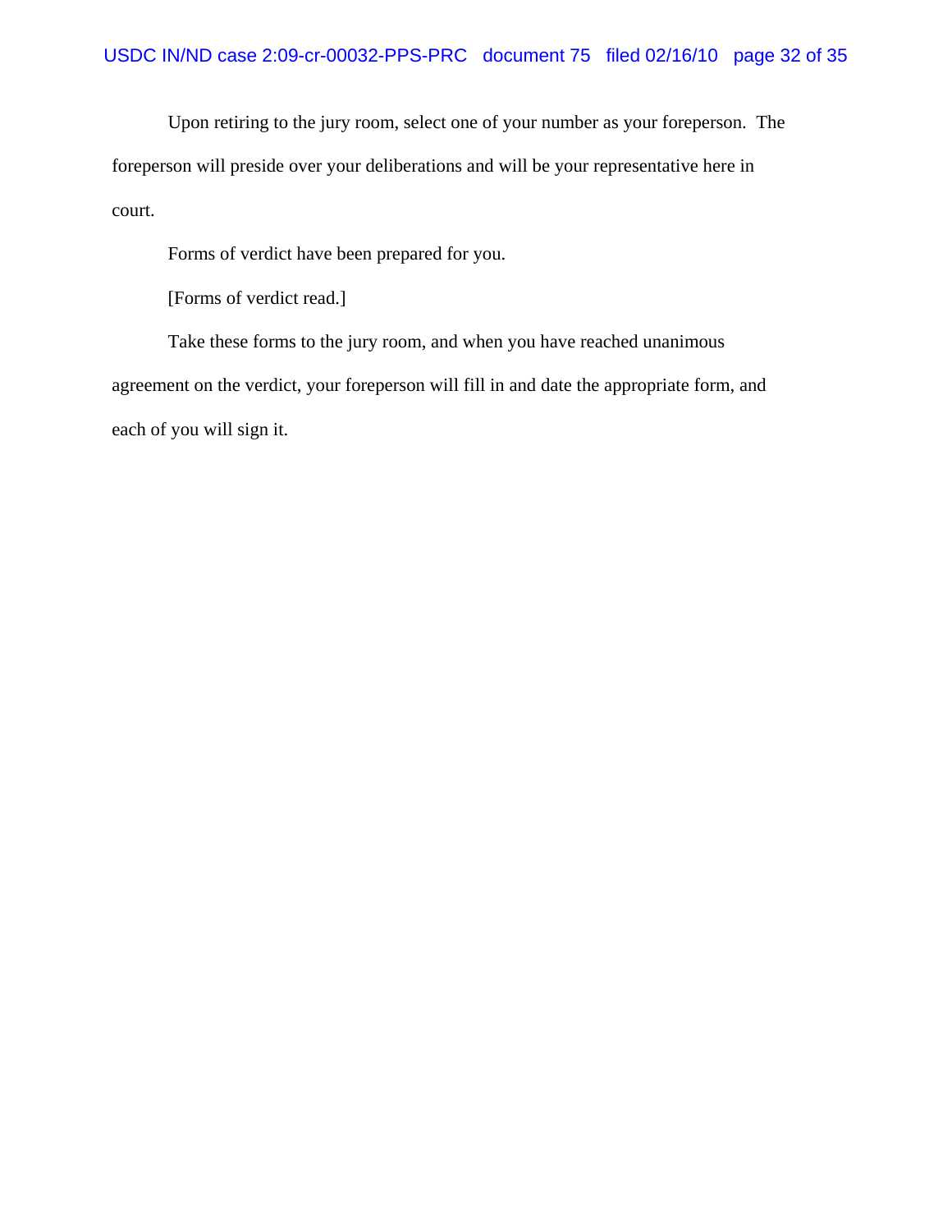Upon retiring to the jury room, select one of your number as your foreperson. The foreperson will preside over your deliberations and will be your representative here in court.

Forms of verdict have been prepared for you.

[Forms of verdict read.]

Take these forms to the jury room, and when you have reached unanimous agreement on the verdict, your foreperson will fill in and date the appropriate form, and each of you will sign it.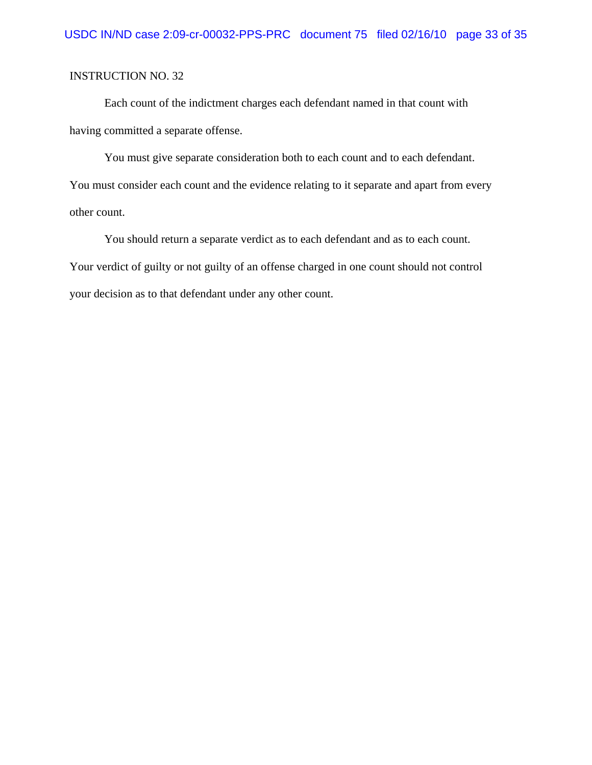INSTRUCTION NO. 32

Each count of the indictment charges each defendant named in that count with having committed a separate offense.

You must give separate consideration both to each count and to each defendant. You must consider each count and the evidence relating to it separate and apart from every other count.

You should return a separate verdict as to each defendant and as to each count. Your verdict of guilty or not guilty of an offense charged in one count should not control your decision as to that defendant under any other count.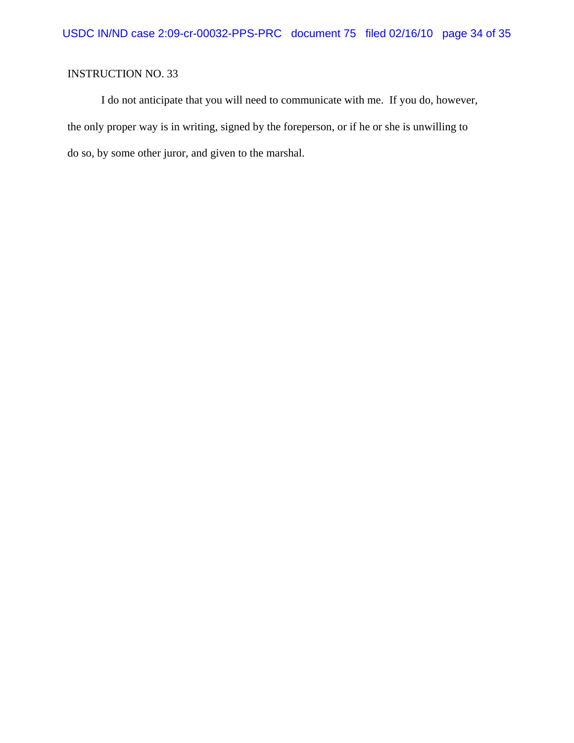INSTRUCTION NO. 33

I do not anticipate that you will need to communicate with me. If you do, however, the only proper way is in writing, signed by the foreperson, or if he or she is unwilling to do so, by some other juror, and given to the marshal.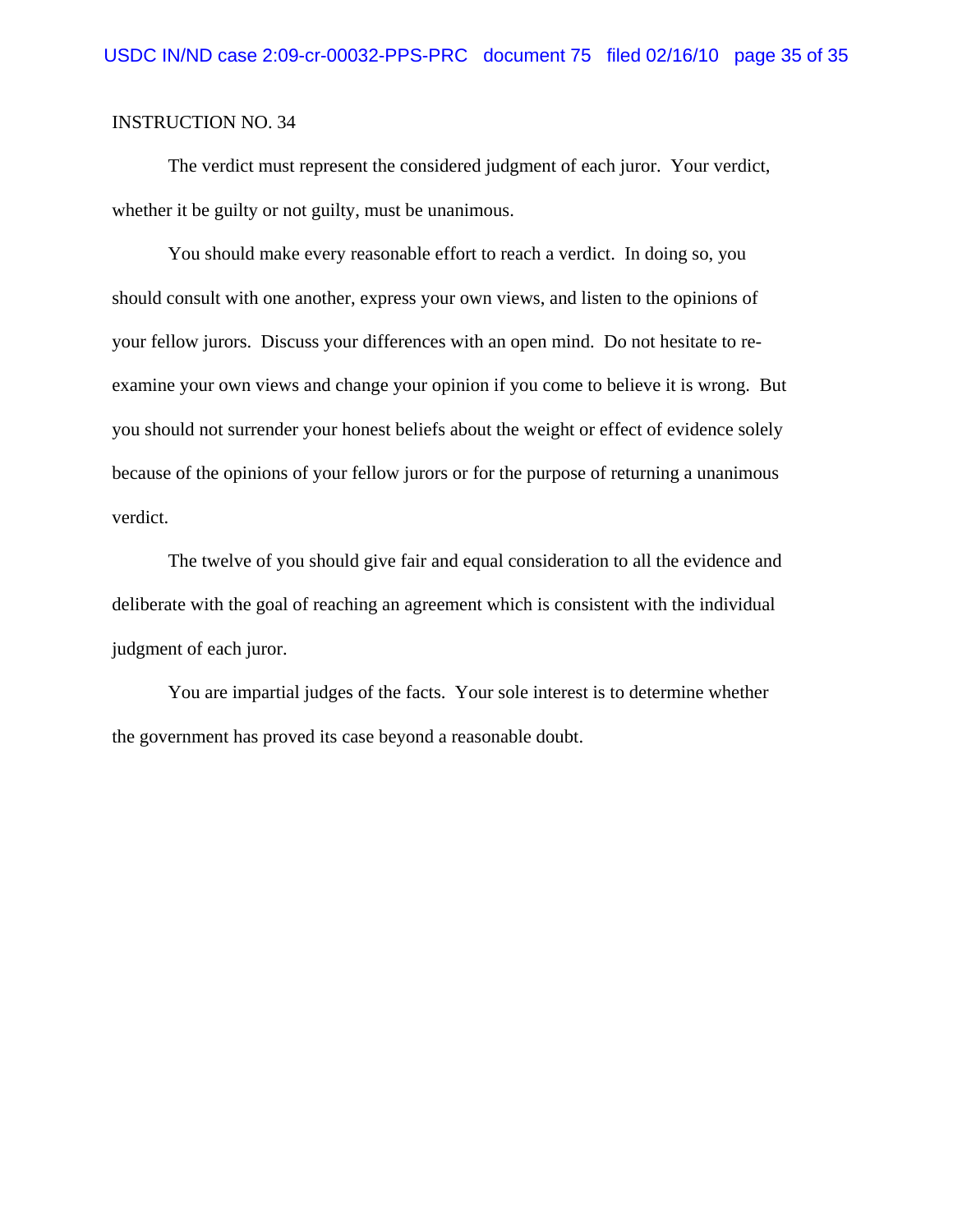INSTRUCTION NO. 34

The verdict must represent the considered judgment of each juror. Your verdict, whether it be guilty or not guilty, must be unanimous.

You should make every reasonable effort to reach a verdict. In doing so, you should consult with one another, express your own views, and listen to the opinions of your fellow jurors. Discuss your differences with an open mind. Do not hesitate to re-examine your own views and change your opinion if you come to believe it is wrong. But you should not surrender your honest beliefs about the weight or effect of evidence solely because of the opinions of your fellow jurors or for the purpose of returning a unanimous verdict.

The twelve of you should give fair and equal consideration to all the evidence and deliberate with the goal of reaching an agreement which is consistent with the individual judgment of each juror.

You are impartial judges of the facts. Your sole interest is to determine whether the government has proved its case beyond a reasonable doubt.